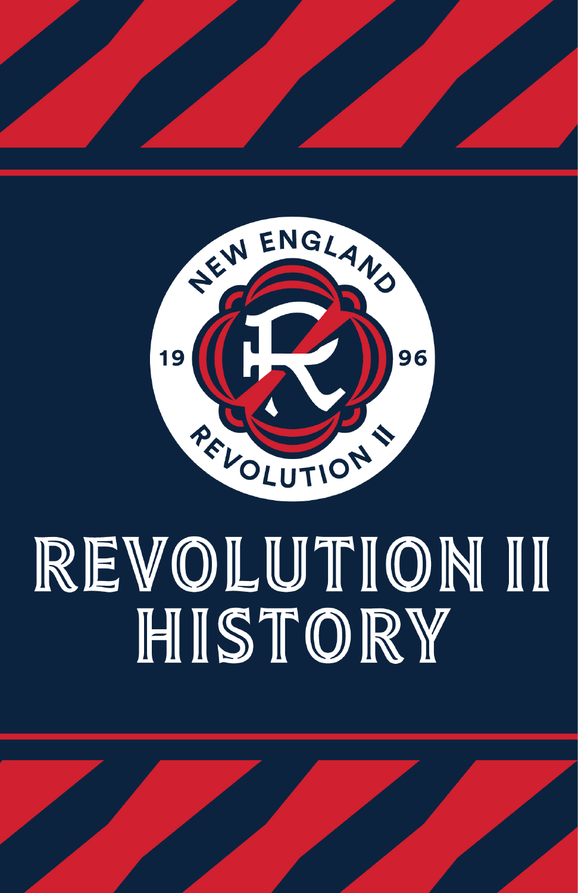# REVOLUTION II HISTORY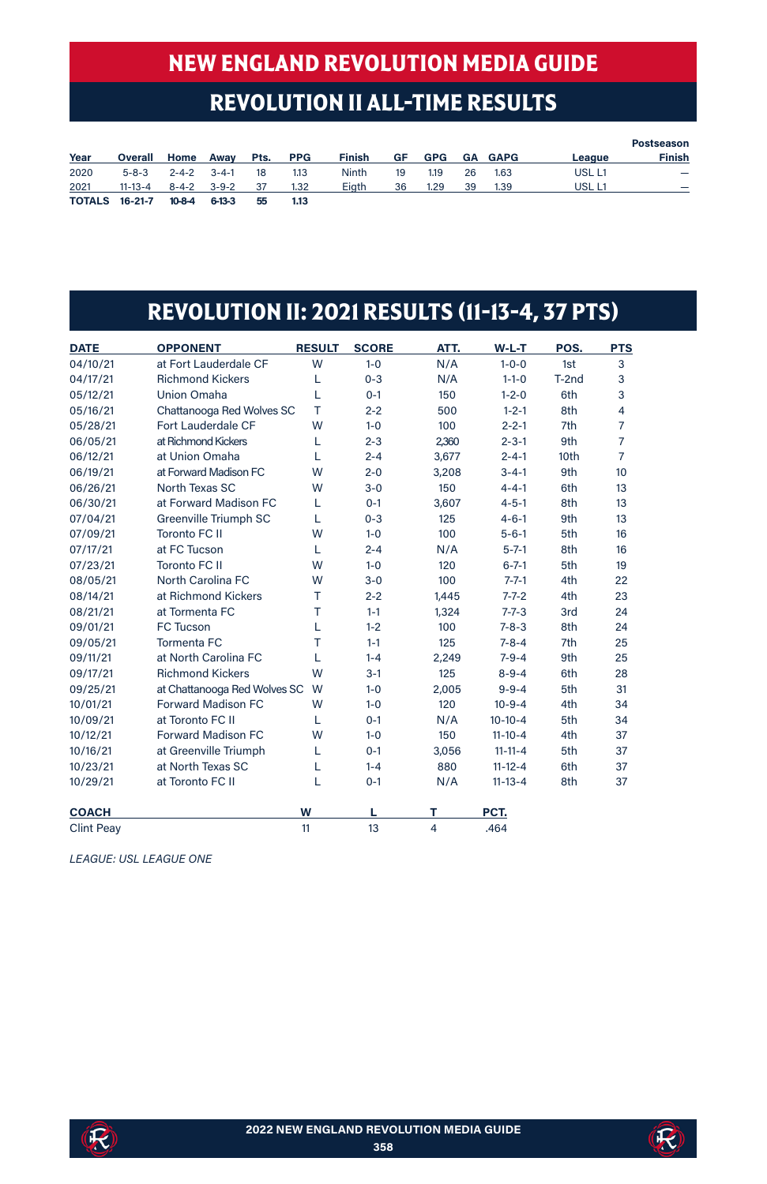# NEW ENGLAND REVOLUTION MEDIA GUIDE

## REVOLUTION II ALL-TIME RESULTS

| Year | Overall | Home | Away | Pts. | PPG | Finish | GF | GPG | GA | GAPG | League | Postseason Finish |
|---|---|---|---|---|---|---|---|---|---|---|---|---|
| 2020 | 5-8-3 | 2-4-2 | 3-4-1 | 18 | 1.13 | Ninth | 19 | 1.19 | 26 | 1.63 | USL L1 | — |
| 2021 | 11-13-4 | 8-4-2 | 3-9-2 | 37 | 1.32 | Eigth | 36 | 1.29 | 39 | 1.39 | USL L1 | — |
| **TOTALS** | **16-21-7** | **10-8-4** | **6-13-3** | **55** | **1.13** | | | | | | | |

## REVOLUTION II: 2021 RESULTS (11-13-4, 37 PTS)

| DATE | OPPONENT | RESULT | SCORE | ATT. | W-L-T | POS. | PTS |
|---|---|---|---|---|---|---|---|
| 04/10/21 | at Fort Lauderdale CF | W | 1-0 | N/A | 1-0-0 | 1st | 3 |
| 04/17/21 | Richmond Kickers | L | 0-3 | N/A | 1-1-0 | T-2nd | 3 |
| 05/12/21 | Union Omaha | L | 0-1 | 150 | 1-2-0 | 6th | 3 |
| 05/16/21 | Chattanooga Red Wolves SC | T | 2-2 | 500 | 1-2-1 | 8th | 4 |
| 05/28/21 | Fort Lauderdale CF | W | 1-0 | 100 | 2-2-1 | 7th | 7 |
| 06/05/21 | at Richmond Kickers | L | 2-3 | 2,360 | 2-3-1 | 9th | 7 |
| 06/12/21 | at Union Omaha | L | 2-4 | 3,677 | 2-4-1 | 10th | 7 |
| 06/19/21 | at Forward Madison FC | W | 2-0 | 3,208 | 3-4-1 | 9th | 10 |
| 06/26/21 | North Texas SC | W | 3-0 | 150 | 4-4-1 | 6th | 13 |
| 06/30/21 | at Forward Madison FC | L | 0-1 | 3,607 | 4-5-1 | 8th | 13 |
| 07/04/21 | Greenville Triumph SC | L | 0-3 | 125 | 4-6-1 | 9th | 13 |
| 07/09/21 | Toronto FC II | W | 1-0 | 100 | 5-6-1 | 5th | 16 |
| 07/17/21 | at FC Tucson | L | 2-4 | N/A | 5-7-1 | 8th | 16 |
| 07/23/21 | Toronto FC II | W | 1-0 | 120 | 6-7-1 | 5th | 19 |
| 08/05/21 | North Carolina FC | W | 3-0 | 100 | 7-7-1 | 4th | 22 |
| 08/14/21 | at Richmond Kickers | T | 2-2 | 1,445 | 7-7-2 | 4th | 23 |
| 08/21/21 | at Tormenta FC | T | 1-1 | 1,324 | 7-7-3 | 3rd | 24 |
| 09/01/21 | FC Tucson | L | 1-2 | 100 | 7-8-3 | 8th | 24 |
| 09/05/21 | Tormenta FC | T | 1-1 | 125 | 7-8-4 | 7th | 25 |
| 09/11/21 | at North Carolina FC | L | 1-4 | 2,249 | 7-9-4 | 9th | 25 |
| 09/17/21 | Richmond Kickers | W | 3-1 | 125 | 8-9-4 | 6th | 28 |
| 09/25/21 | at Chattanooga Red Wolves SC | W | 1-0 | 2,005 | 9-9-4 | 5th | 31 |
| 10/01/21 | Forward Madison FC | W | 1-0 | 120 | 10-9-4 | 4th | 34 |
| 10/09/21 | at Toronto FC II | L | 0-1 | N/A | 10-10-4 | 5th | 34 |
| 10/12/21 | Forward Madison FC | W | 1-0 | 150 | 11-10-4 | 4th | 37 |
| 10/16/21 | at Greenville Triumph | L | 0-1 | 3,056 | 11-11-4 | 5th | 37 |
| 10/23/21 | at North Texas SC | L | 1-4 | 880 | 11-12-4 | 6th | 37 |
| 10/29/21 | at Toronto FC II | L | 0-1 | N/A | 11-13-4 | 8th | 37 |

| COACH | W | L | T | PCT. |
|---|---|---|---|---|
| Clint Peay | 11 | 13 | 4 | .464 |

*LEAGUE: USL LEAGUE ONE*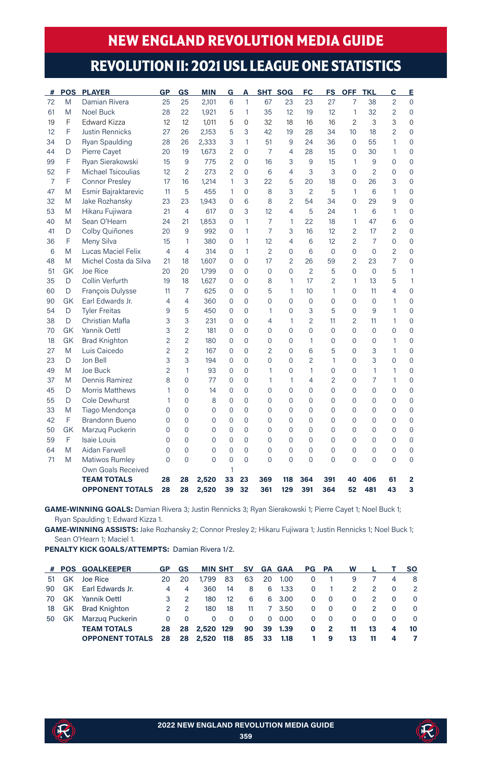# NEW ENGLAND REVOLUTION MEDIA GUIDE

## REVOLUTION II: 2021 USL LEAGUE ONE STATISTICS

| # | POS | PLAYER | GP | GS | MIN | G | A | SHT | SOG | FC | FS | OFF | TKL | C | E |
|---|---|---|---|---|---|---|---|---|---|---|---|---|---|---|---|
| 72 | M | Damian Rivera | 25 | 25 | 2,101 | 6 | 1 | 67 | 23 | 23 | 27 | 7 | 38 | 2 | 0 |
| 61 | M | Noel Buck | 28 | 22 | 1,921 | 5 | 1 | 35 | 12 | 19 | 12 | 1 | 32 | 2 | 0 |
| 19 | F | Edward Kizza | 12 | 12 | 1,011 | 5 | 0 | 32 | 18 | 16 | 16 | 2 | 3 | 3 | 0 |
| 12 | F | Justin Rennicks | 27 | 26 | 2,153 | 5 | 3 | 42 | 19 | 28 | 34 | 10 | 18 | 2 | 0 |
| 34 | D | Ryan Spaulding | 28 | 26 | 2,333 | 3 | 1 | 51 | 9 | 24 | 36 | 0 | 55 | 1 | 0 |
| 44 | D | Pierre Cayet | 20 | 19 | 1,673 | 2 | 0 | 7 | 4 | 28 | 15 | 0 | 30 | 1 | 0 |
| 99 | F | Ryan Sierakowski | 15 | 9 | 775 | 2 | 0 | 16 | 3 | 9 | 15 | 1 | 9 | 0 | 0 |
| 52 | F | Michael Tsicoulias | 12 | 2 | 273 | 2 | 0 | 6 | 4 | 3 | 3 | 0 | 2 | 0 | 0 |
| 7 | F | Connor Presley | 17 | 16 | 1,214 | 1 | 3 | 22 | 5 | 20 | 18 | 0 | 26 | 3 | 0 |
| 47 | M | Esmir Bajraktarevic | 11 | 5 | 455 | 1 | 0 | 8 | 3 | 2 | 5 | 1 | 6 | 1 | 0 |
| 32 | M | Jake Rozhansky | 23 | 23 | 1,943 | 0 | 6 | 8 | 2 | 54 | 34 | 0 | 29 | 9 | 0 |
| 53 | M | Hikaru Fujiwara | 21 | 4 | 617 | 0 | 3 | 12 | 4 | 5 | 24 | 1 | 6 | 1 | 0 |
| 40 | M | Sean O'Hearn | 24 | 21 | 1,853 | 0 | 1 | 7 | 1 | 22 | 18 | 1 | 47 | 6 | 0 |
| 41 | D | Colby Quiñones | 20 | 9 | 992 | 0 | 1 | 7 | 3 | 16 | 12 | 2 | 17 | 2 | 0 |
| 36 | F | Meny Silva | 15 | 1 | 380 | 0 | 1 | 12 | 4 | 6 | 12 | 2 | 7 | 0 | 0 |
| 6 | M | Lucas Maciel Felix | 4 | 4 | 314 | 0 | 1 | 2 | 0 | 6 | 0 | 0 | 0 | 2 | 0 |
| 48 | M | Michel Costa da Silva | 21 | 18 | 1,607 | 0 | 0 | 17 | 2 | 26 | 59 | 2 | 23 | 7 | 0 |
| 51 | GK | Joe Rice | 20 | 20 | 1,799 | 0 | 0 | 0 | 0 | 2 | 5 | 0 | 0 | 5 | 1 |
| 35 | D | Collin Verfurth | 19 | 18 | 1,627 | 0 | 0 | 8 | 1 | 17 | 2 | 1 | 13 | 5 | 1 |
| 60 | D | François Dulysse | 11 | 7 | 625 | 0 | 0 | 5 | 1 | 10 | 1 | 0 | 11 | 4 | 0 |
| 90 | GK | Earl Edwards Jr. | 4 | 4 | 360 | 0 | 0 | 0 | 0 | 0 | 0 | 0 | 0 | 1 | 0 |
| 54 | D | Tyler Freitas | 9 | 5 | 450 | 0 | 0 | 1 | 0 | 3 | 5 | 0 | 9 | 1 | 0 |
| 38 | D | Christian Mafla | 3 | 3 | 231 | 0 | 0 | 4 | 1 | 2 | 11 | 2 | 11 | 1 | 0 |
| 70 | GK | Yannik Oettl | 3 | 2 | 181 | 0 | 0 | 0 | 0 | 0 | 0 | 0 | 0 | 0 | 0 |
| 18 | GK | Brad Knighton | 2 | 2 | 180 | 0 | 0 | 0 | 0 | 1 | 0 | 0 | 0 | 1 | 0 |
| 27 | M | Luis Caicedo | 2 | 2 | 167 | 0 | 0 | 2 | 0 | 6 | 5 | 0 | 3 | 1 | 0 |
| 23 | D | Jon Bell | 3 | 3 | 194 | 0 | 0 | 0 | 0 | 2 | 1 | 0 | 3 | 0 | 0 |
| 49 | M | Joe Buck | 2 | 1 | 93 | 0 | 0 | 1 | 0 | 1 | 0 | 0 | 1 | 1 | 0 |
| 37 | M | Dennis Ramirez | 8 | 0 | 77 | 0 | 0 | 1 | 1 | 4 | 2 | 0 | 7 | 1 | 0 |
| 45 | D | Morris Matthews | 1 | 0 | 14 | 0 | 0 | 0 | 0 | 0 | 0 | 0 | 0 | 0 | 0 |
| 55 | D | Cole Dewhurst | 1 | 0 | 8 | 0 | 0 | 0 | 0 | 0 | 0 | 0 | 0 | 0 | 0 |
| 33 | M | Tiago Mendonça | 0 | 0 | 0 | 0 | 0 | 0 | 0 | 0 | 0 | 0 | 0 | 0 | 0 |
| 42 | F | Brandonn Bueno | 0 | 0 | 0 | 0 | 0 | 0 | 0 | 0 | 0 | 0 | 0 | 0 | 0 |
| 50 | GK | Marzuq Puckerin | 0 | 0 | 0 | 0 | 0 | 0 | 0 | 0 | 0 | 0 | 0 | 0 | 0 |
| 59 | F | Isaie Louis | 0 | 0 | 0 | 0 | 0 | 0 | 0 | 0 | 0 | 0 | 0 | 0 | 0 |
| 64 | M | Aidan Farwell | 0 | 0 | 0 | 0 | 0 | 0 | 0 | 0 | 0 | 0 | 0 | 0 | 0 |
| 71 | M | Matiwos Rumley | 0 | 0 | 0 | 0 | 0 | 0 | 0 | 0 | 0 | 0 | 0 | 0 | 0 |
| | | Own Goals Received | | | | 1 | | | | | | | | | |
| | | **TEAM TOTALS** | **28** | **28** | **2,520** | **33** | **23** | **369** | **118** | **364** | **391** | **40** | **406** | **61** | **2** |
| | | **OPPONENT TOTALS** | **28** | **28** | **2,520** | **39** | **32** | **361** | **129** | **391** | **364** | **52** | **481** | **43** | **3** |

**GAME-WINNING GOALS:** Damian Rivera 3; Justin Rennicks 3; Ryan Sierakowski 1; Pierre Cayet 1; Noel Buck 1; Ryan Spaulding 1; Edward Kizza 1.

**GAME-WINNING ASSISTS:** Jake Rozhansky 2; Connor Presley 2; Hikaru Fujiwara 1; Justin Rennicks 1; Noel Buck 1; Sean O'Hearn 1; Maciel 1.

**PENALTY KICK GOALS/ATTEMPTS:** Damian Rivera 1/2.

| # | POS | GOALKEEPER | GP | GS | MIN | SHT | SV | GA | GAA | PG | PA | W | L | T | SO |
|---|---|---|---|---|---|---|---|---|---|---|---|---|---|---|---|
| 51 | GK | Joe Rice | 20 | 20 | 1,799 | 83 | 63 | 20 | 1.00 | 0 | 1 | 9 | 7 | 4 | 8 |
| 90 | GK | Earl Edwards Jr. | 4 | 4 | 360 | 14 | 8 | 6 | 1.33 | 0 | 1 | 2 | 2 | 0 | 2 |
| 70 | GK | Yannik Oettl | 3 | 2 | 180 | 12 | 6 | 6 | 3.00 | 0 | 0 | 0 | 2 | 0 | 0 |
| 18 | GK | Brad Knighton | 2 | 2 | 180 | 18 | 11 | 7 | 3.50 | 0 | 0 | 0 | 2 | 0 | 0 |
| 50 | GK | Marzuq Puckerin | 0 | 0 | 0 | 0 | 0 | 0 | 0.00 | 0 | 0 | 0 | 0 | 0 | 0 |
| | | **TEAM TOTALS** | **28** | **28** | **2,520** | **129** | **90** | **39** | **1.39** | **0** | **2** | **11** | **13** | **4** | **10** |
| | | **OPPONENT TOTALS** | **28** | **28** | **2,520** | **118** | **85** | **33** | **1.18** | **1** | **9** | **13** | **11** | **4** | **7** |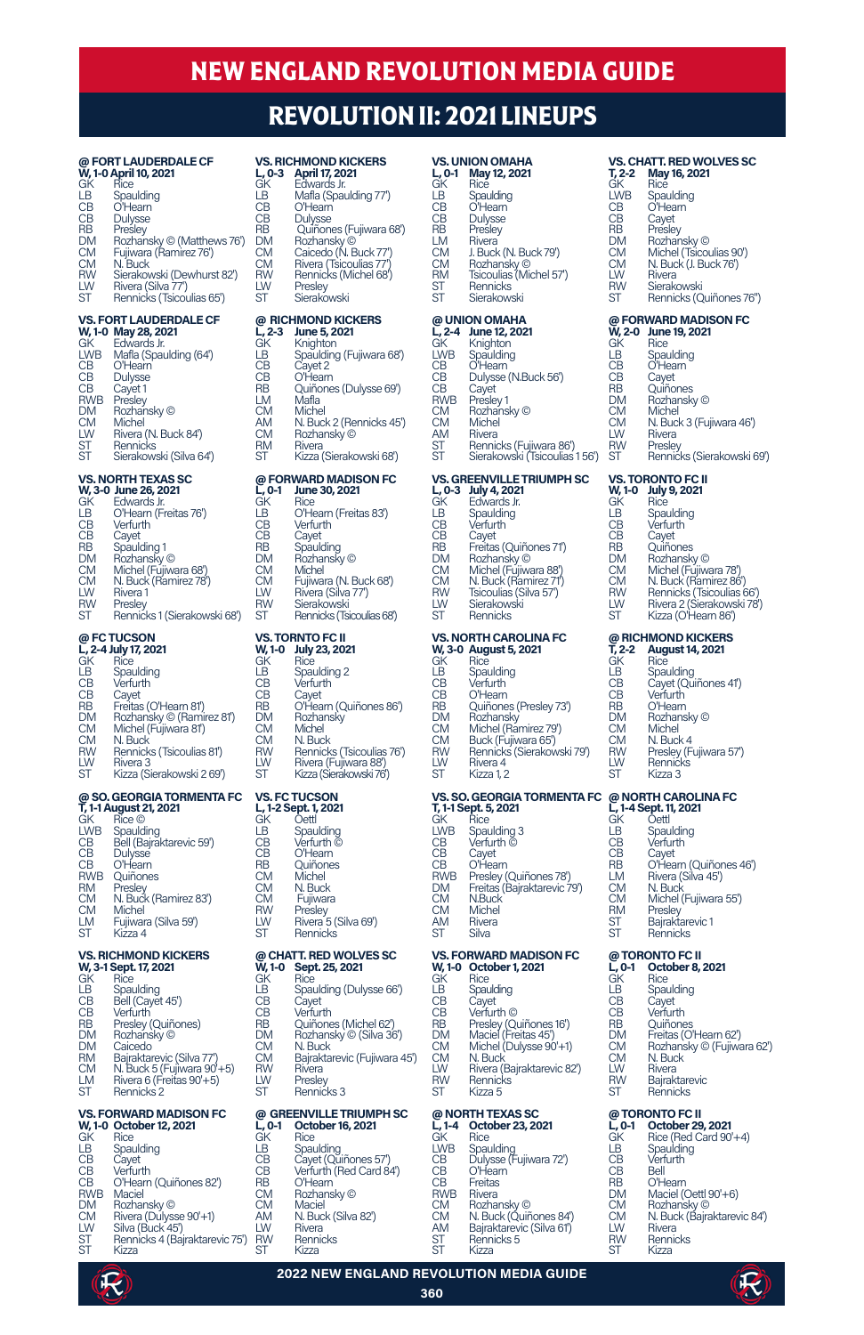# NEW ENGLAND REVOLUTION MEDIA GUIDE

## REVOLUTION II: 2021 LINEUPS

### @ FORT LAUDERDALE CF
**W, 1-0 April 10, 2021**
GK Rice
LB Spaulding
CB O'Hearn
CB Dulysse
RB Presley
DM Rozhansky © (Matthews 76')
CM Fujiwara (Ramirez 76')
CM N. Buck
RW Sierakowski (Dewhurst 82')
LW Rivera (Silva 77')
ST Rennicks (Tsicoulias 65')

### VS. RICHMOND KICKERS
**L, 0-3 April 17, 2021**
GK Edwards Jr.
LB Mafla (Spaulding 77')
CB O'Hearn
CB Dulysse
RB Quiñones (Fujiwara 68')
DM Rozhansky ©
CM Caicedo (N. Buck 77')
CM Rivera (Tsicoulias 77')
RW Rennicks (Michel 68')
LW Presley
ST Sierakowski

### VS. UNION OMAHA
**L, 0-1 May 12, 2021**
GK Rice
LB Spaulding
CB O'Hearn
CB Dulysse
RB Presley
LM Rivera
CM J. Buck (N. Buck 79')
CM Rozhansky ©
RM Tsicoulias (Michel 57')
ST Rennicks
ST Sierakowski

### VS. CHATT. RED WOLVES SC
**T, 2-2 May 16, 2021**
GK Rice
LWB Spaulding
CB O'Hearn
CB Cayet
RB Presley
DM Rozhansky ©
CM Michel (Tsicoulias 90')
CM N. Buck (J. Buck 76')
LW Rivera
RW Sierakowski
ST Rennicks (Quiñones 76')

### VS. FORT LAUDERDALE CF
**W, 1-0 May 28, 2021**
GK Edwards Jr.
LWB Mafla (Spaulding (64')
CB O'Hearn
CB Dulysse
CB Cayet 1
RWB Presley
DM Rozhansky ©
CM Michel
LW Rivera (N. Buck 84')
ST Rennicks
ST Sierakowski (Silva 64')

### @ RICHMOND KICKERS
**L, 2-3 June 5, 2021**
GK Knighton
LB Spaulding (Fujiwara 68')
CB Cayet 2
CB O'Hearn
RB Quiñones (Dulysse 69')
LM Mafla
CM Michel
AM N. Buck 2 (Rennicks 45')
CM Rozhansky ©
RM Rivera
ST Kizza (Sierakowski 68')

### @ UNION OMAHA
**L, 2-4 June 12, 2021**
GK Knighton
LWB Spaulding
CB O'Hearn
CB Dulysse (N.Buck 56')
CB Cayet
RWB Presley 1
CM Rozhansky ©
CM Michel
AM Rivera
ST Rennicks (Fujiwara 86')
ST Sierakowski (Tsicoulias 1 56')

### @ FORWARD MADISON FC
**W, 2-0 June 19, 2021**
GK Rice
LB Spaulding
CB O'Hearn
CB Cayet
RB Quiñones
DM Rozhansky ©
CM Michel
CM N. Buck 3 (Fujiwara 46')
LW Rivera
RW Presley
ST Rennicks (Sierakowski 69')

### VS. NORTH TEXAS SC
**W, 3-0 June 26, 2021**
GK Edwards Jr.
LB O'Hearn (Freitas 76')
CB Verfurth
CB Cayet
RB Spaulding 1
DM Rozhansky ©
CM Michel (Fujiwara 68')
CM N. Buck (Ramirez 78')
LW Rivera 1
RW Presley
ST Rennicks 1 (Sierakowski 68')

### @ FORWARD MADISON FC
**L, 0-1 June 30, 2021**
GK Rice
LB O'Hearn (Freitas 83')
CB Verfurth
CB Cayet
RB Spaulding
DM Rozhansky ©
CM Michel
CM Fujiwara (N. Buck 68')
LW Rivera (Silva 77')
RW Sierakowski
ST Rennicks (Tsicoulias 68')

### VS. GREENVILLE TRIUMPH SC
**L, 0-3 July 4, 2021**
GK Edwards Jr.
LB Spaulding
CB Verfurth
CB Cayet
RB Freitas (Quiñones 71')
DM Rozhansky ©
CM Michel (Fujiwara 88')
CM N. Buck (Ramirez 71')
RW Tsicoulias (Silva 57')
LW Sierakowski
ST Rennicks

### VS. TORONTO FC II
**W, 1-0 July 9, 2021**
GK Rice
LB Spaulding
CB Verfurth
CB Cayet
RB Quiñones
DM Rozhansky ©
CM Michel (Fujiwara 78')
CM N. Buck (Ramirez 86')
RW Rennicks (Tsicoulias 66')
LW Rivera 2 (Sierakowski 78')
ST Kizza (O'Hearn 86')

### @ FC TUCSON
**L, 2-4 July 17, 2021**
GK Rice
LB Spaulding
CB Verfurth
CB Cayet
RB Freitas (O'Hearn 81')
DM Rozhansky © (Ramirez 81')
CM Michel (Fujiwara 81')
CM N. Buck
RW Rennicks (Tsicoulias 81')
LW Rivera 3
ST Kizza (Sierakowski 2 69')

### VS. TORNTO FC II
**W, 1-0 July 23, 2021**
GK Rice
LB Spaulding 2
CB Verfurth
CB Cayet
RB O'Hearn (Quiñones 86')
DM Rozhansky
CM Michel
CM N. Buck
RW Rennicks (Tsicoulias 76')
LW Rivera (Fujiwara 88')
ST Kizza (Sierakowski 76')

### VS. NORTH CAROLINA FC
**W, 3-0 August 5, 2021**
GK Rice
LB Spaulding
CB Verfurth
CB O'Hearn
RB Quiñones (Presley 73')
DM Rozhansky
CM Michel (Ramirez 79')
CM Buck (Fujiwara 65')
RW Rennicks (Sierakowski 79')
LW Rivera 4
ST Kizza 1, 2

### @ RICHMOND KICKERS
**T, 2-2 August 14, 2021**
GK Rice
LB Spaulding
CB Cayet (Quiñones 41')
CB Verfurth
RB O'Hearn
DM Rozhansky ©
CM Michel
CM N. Buck 4
RW Presley (Fujiwara 57')
LW Rennicks
ST Kizza 3

### @ SO. GEORGIA TORMENTA FC
**T, 1-1 August 21, 2021**
GK Rice ©
LWB Spaulding
CB Bell (Bajraktarevic 59')
CB Dulysse
CB O'Hearn
RWB Quiñones
RM Presley
CM N. Buck (Ramirez 83')
CM Michel
LM Fujiwara (Silva 59')
ST Kizza 4

### VS. FC TUCSON
**L, 1-2 Sept. 1, 2021**
GK Oettl
LB Spaulding
CB Verfurth ©
CB O'Hearn
RB Quiñones
CM Michel
CM N. Buck
CM Fujiwara
RW Presley
LW Rivera 5 (Silva 69')
ST Rennicks

### VS. SO. GEORGIA TORMENTA FC
**T, 1-1 Sept. 5, 2021**
GK Rice
LWB Spaulding 3
CB Verfurth ©
CB Cayet
CB O'Hearn
RWB Presley (Quiñones 78')
DM Freitas (Bajraktarevic 79')
CM N.Buck
CM Michel
AM Rivera
ST Silva

### @ NORTH CAROLINA FC
**L, 1-4 Sept. 11, 2021**
GK Oettl
LB Spaulding
CB Verfurth
CB Cayet
RB O'Hearn (Quiñones 46')
LM Rivera (Silva 45')
CM N. Buck
CM Michel (Fujiwara 55')
RM Presley
ST Bajraktarevic 1
ST Rennicks

### VS. RICHMOND KICKERS
**W, 3-1 Sept. 17, 2021**
GK Rice
LB Spaulding
CB Bell (Cayet 45')
CB Verfurth
RB Presley (Quiñones)
DM Rozhansky ©
DM Caicedo
RM Bajraktarevic (Silva 77')
CM N. Buck 5 (Fujiwara 90'+5)
LM Rivera 6 (Freitas 90'+5)
ST Rennicks 2

### @ CHATT. RED WOLVES SC
**W, 1-0 Sept. 25, 2021**
GK Rice
LB Spaulding (Dulysse 66')
CB Cayet
CB Verfurth
RB Quiñones (Michel 62')
DM Rozhansky © (Silva 36')
CM N. Buck
CM Bajraktarevic (Fujiwara 45')
RW Rivera
LW Presley
ST Rennicks 3

### VS. FORWARD MADISON FC
**W, 1-0 October 1, 2021**
GK Rice
LB Spaulding
CB Cayet
CB Verfurth ©
RB Presley (Quiñones 16')
DM Maciel (Freitas 45')
CM Michel (Dulysse 90'+1)
CM N. Buck
LW Rivera (Bajraktarevic 82')
RW Rennicks
ST Kizza 5

### @ TORONTO FC II
**L, 0-1 October 8, 2021**
GK Rice
LB Spaulding
CB Cayet
CB Verfurth
RB Quiñones
DM Freitas (O'Hearn 62')
CM Rozhansky © (Fujiwara 62')
CM N. Buck
LW Rivera
RW Bajraktarevic
ST Rennicks

### VS. FORWARD MADISON FC
**W, 1-0 October 12, 2021**
GK Rice
LB Spaulding
CB Cayet
CB Verfurth
CB O'Hearn (Quiñones 82')
RWB Maciel
DM Rozhansky ©
CM Rivera (Dulysse 90'+1)
LW Silva (Buck 45')
ST Rennicks 4 (Bajraktarevic 75')
ST Kizza

### @ GREENVILLE TRIUMPH SC
**L, 0-1 October 16, 2021**
GK Rice
LB Spaulding
CB Cayet (Quiñones 57')
CB Verfurth (Red Card 84')
RB O'Hearn
CM Rozhansky ©
CM Maciel
AM N. Buck (Silva 82')
CM Rivera
RW Rennicks
ST Kizza

### @ NORTH TEXAS SC
**L, 1-4 October 23, 2021**
GK Rice
LWB Spaulding
CB Dulysse (Fujiwara 72')
CB O'Hearn
CB Freitas
RWB Rivera
CM Rozhansky ©
CM N. Buck (Quiñones 84')
AM Bajraktarevic (Silva 61')
ST Rennicks 5
ST Kizza

### @ TORONTO FC II
**L, 0-1 October 29, 2021**
GK Rice (Red Card 90'+4)
LB Spaulding
CB Verfurth
CB Bell
RB O'Hearn
DM Maciel (Oettl 90'+6)
CM Rozhansky ©
CM N. Buck (Bajraktarevic 84')
LW Rivera
RW Rennicks
ST Kizza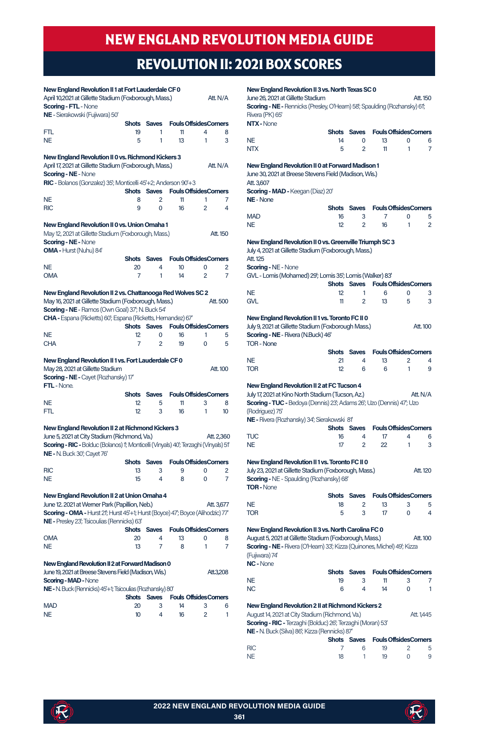# NEW ENGLAND REVOLUTION MEDIA GUIDE

## REVOLUTION II: 2021 BOX SCORES

**New England Revolution II 1 at Fort Lauderdale CF 0**
April 10,2021 at Gillette Stadium (Foxborough, Mass.) Att. N/A
**Scoring - FTL** - None
**NE** - Sierakowski (Fujiwara) 50'

| | Shots | Saves | Fouls | Offsides | Corners |
|---|---|---|---|---|---|
| FTL | 19 | 1 | 11 | 4 | 8 |
| NE | 5 | 1 | 13 | 1 | 3 |

**New England Revolution II 0 vs. Richmond Kickers 3**
April 17, 2021 at Gillette Stadium (Foxborough, Mass.) Att. N/A
**Scoring - NE** - None
**RIC** - Bolanos (Gonzalez) 35'; Monticelli 45'+2; Anderson 90'+3

| | Shots | Saves | Fouls | Offsides | Corners |
|---|---|---|---|---|---|
| NE | 8 | 2 | 11 | 1 | 7 |
| RIC | 9 | 0 | 16 | 2 | 4 |

**New England Revolution II 0 vs. Union Omaha 1**
May 12, 2021 at Gillette Stadium (Foxborough, Mass.) Att. 150
**Scoring - NE** - None
**OMA** - Hurst (Nuhu) 84'

| | Shots | Saves | Fouls | Offsides | Corners |
|---|---|---|---|---|---|
| NE | 20 | 4 | 10 | 0 | 2 |
| OMA | 7 | 1 | 14 | 2 | 7 |

**New England Revolution II 2 vs. Chattanooga Red Wolves SC 2**
May 16, 2021 at Gillette Stadium (Foxborough, Mass.) Att. 500
**Scoring - NE** - Ramos (Own Goal) 37'; N. Buck 54'
**CHA** - Espana (Ricketts) 60'; Espana (Ricketts, Hernandez) 67'

| | Shots | Saves | Fouls | Offsides | Corners |
|---|---|---|---|---|---|
| NE | 12 | 0 | 16 | 1 | 5 |
| CHA | 7 | 2 | 19 | 0 | 5 |

**New England Revolution II 1 vs. Fort Lauderdale CF 0**
May 28, 2021 at Gillette Stadium Att. 100
**Scoring - NE** - Cayet (Rozhansky) 17'
**FTL** - None.

| | Shots | Saves | Fouls | Offsides | Corners |
|---|---|---|---|---|---|
| NE | 12 | 5 | 11 | 3 | 8 |
| FTL | 12 | 3 | 16 | 1 | 10 |

**New England Revolution II 2 at Richmond Kickers 3**
June 5, 2021 at City Stadium (Richmond, Va.) Att. 2,360
**Scoring - RIC** - Bolduc (Bolanos) 1'; Monticelli (Vinyals) 40'; Terzaghi (Vinyals) 51'
**NE** - N. Buck 30'; Cayet 76'

| | Shots | Saves | Fouls | Offsides | Corners |
|---|---|---|---|---|---|
| RIC | 13 | 3 | 9 | 0 | 2 |
| NE | 15 | 4 | 8 | 0 | 7 |

**New England Revolution II 2 at Union Omaha 4**
June 12. 2021 at Werner Park (Papillion, Neb.) Att. 3,677
**Scoring - OMA** - Hurst 21'; Hurst 45'+1'; Hurst (Boyce) 47'; Boyce (Alihodzic) 77'
**NE** - Presley 23'; Tsicoulias (Rennicks) 63'

| | Shots | Saves | Fouls | Offsides | Corners |
|---|---|---|---|---|---|
| OMA | 20 | 4 | 13 | 0 | 8 |
| NE | 13 | 7 | 8 | 1 | 7 |

**New England Revolution II 2 at Forward Madison 0**
June 19, 2021 at Breese Stevens Field (Madison, Wis.) Att.3,208
**Scoring - MAD** - None
**NE** - N. Buck (Rennicks) 45'+1'; Tsicoulias (Rozhansky) 80'

| | Shots | Saves | Fouls | Offsides | Corners |
|---|---|---|---|---|---|
| MAD | 20 | 3 | 14 | 3 | 6 |
| NE | 10 | 4 | 16 | 2 | 1 |

**New England Revolution II 3 vs. North Texas SC 0**
June 26, 2021 at Gillette Stadium Att. 150
**Scoring - NE** - Rennicks (Presley, O'Hearn) 58'; Spaulding (Rozhansky) 61'; Rivera (PK) 65'
**NTX** - None

| | Shots | Saves | Fouls | Offsides | Corners |
|---|---|---|---|---|---|
| NE | 14 | 0 | 13 | 0 | 6 |
| NTX | 5 | 2 | 11 | 1 | 7 |

**New England Revolution II 0 at Forward Madison 1**
June 30, 2021 at Breese Stevens Field (Madison, Wis.)
Att. 3,607
**Scoring - MAD** - Keegan (Diaz) 20'
**NE** - None

| | Shots | Saves | Fouls | Offsides | Corners |
|---|---|---|---|---|---|
| MAD | 16 | 3 | 7 | 0 | 5 |
| NE | 12 | 2 | 16 | 1 | 2 |

**New England Revolution II 0 vs. Greenville Triumph SC 3**
July 4, 2021 at Gillette Stadium (Foxborough, Mass.)
Att. 125
Scoring - NE - None
GVL - Lomis (Mohamed) 29'; Lomis 35'; Lomis (Walker) 83'

| | Shots | Saves | Fouls | Offsides | Corners |
|---|---|---|---|---|---|
| NE | 12 | 1 | 6 | 0 | 3 |
| GVL | 11 | 2 | 13 | 5 | 3 |

**New England Revolution II 1 vs. Toronto FC II 0**
July 9, 2021 at Gillette Stadium (Foxborough Mass.) Att. 100
**Scoring - NE** - Rivera (N.Buck) 46'
TOR - None

| | Shots | Saves | Fouls | Offsides | Corners |
|---|---|---|---|---|---|
| NE | 21 | 4 | 13 | 2 | 4 |
| TOR | 12 | 6 | 6 | 1 | 9 |

**New England Revolution II 2 at FC Tucson 4**
July 17, 2021 at Kino North Stadium (Tucson, Az.) Att. N/A
**Scoring - TUC** - Bedoya (Dennis) 23'; Adams 26'; Uzo (Dennis) 47'; Uzo (Rodriguez) 75'
**NE** - Rivera (Rozhansky) 34'; Sierakowski 81'

| | Shots | Saves | Fouls | Offsides | Corners |
|---|---|---|---|---|---|
| TUC | 16 | 4 | 17 | 4 | 6 |
| NE | 17 | 2 | 22 | 1 | 3 |

**New England Revolution II 1 vs. Toronto FC II 0**
July 23, 2021 at Gillette Stadium (Foxborough, Mass.) Att. 120
**Scoring** - NE - Spaulding (Rozhansky) 68'
**TOR** - None

| | Shots | Saves | Fouls | Offsides | Corners |
|---|---|---|---|---|---|
| NE | 18 | 2 | 13 | 3 | 5 |
| TOR | 5 | 3 | 17 | 0 | 4 |

**New England Revolution II 3 vs. North Carolina FC 0**
August 5, 2021 at Gillette Stadium (Foxborough, Mass.) Att. 100
**Scoring - NE** - Rivera (O'Hearn) 33'; Kizza (Quinones, Michel) 49'; Kizza (Fujiwara) 74'
**NC** - None

| | Shots | Saves | Fouls | Offsides | Corners |
|---|---|---|---|---|---|
| NE | 19 | 3 | 11 | 3 | 7 |
| NC | 6 | 4 | 14 | 0 | 1 |

**New England Revolution 2 II at Richmond Kickers 2**
August 14, 2021 at City Stadium (Richmond, Va.) Att. 1,445
**Scoring - RIC** - Terzaghi (Bolduc) 26'; Terzaghi (Moran) 53'
**NE** - N. Buck (Silva) 86'; Kizza (Rennicks) 87'

| | Shots | Saves | Fouls | Offsides | Corners |
|---|---|---|---|---|---|
| RIC | 7 | 6 | 19 | 2 | 5 |
| NE | 18 | 1 | 19 | 0 | 9 |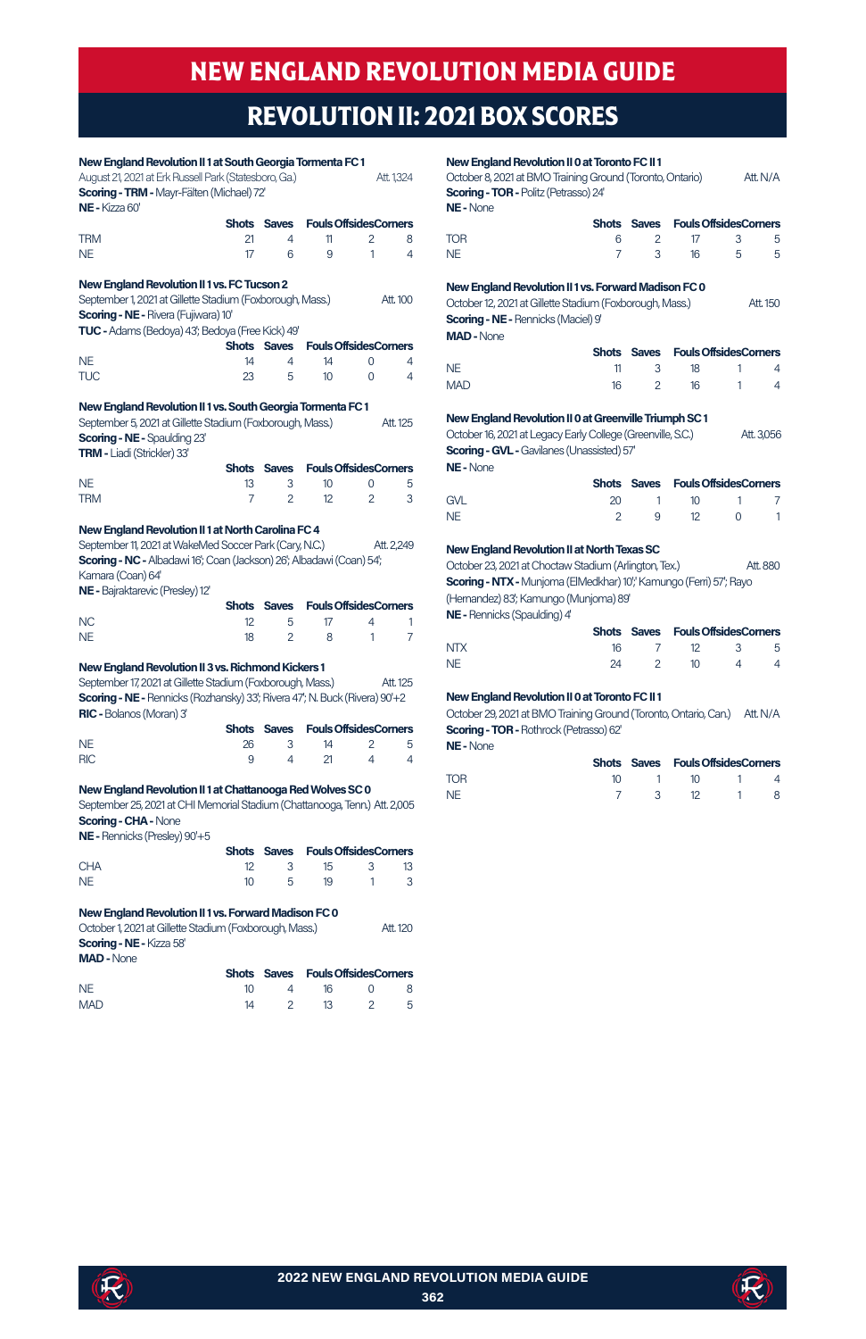# NEW ENGLAND REVOLUTION MEDIA GUIDE

## REVOLUTION II: 2021 BOX SCORES

**New England Revolution II 1 at South Georgia Tormenta FC 1**
August 21, 2021 at Erk Russell Park (Statesboro, Ga.) Att. 1,324
**Scoring - TRM -** Mayr-Fälten (Michael) 72'
**NE -** Kizza 60'

| | Shots | Saves | Fouls | Offsides | Corners |
|---|---|---|---|---|---|
| TRM | 21 | 4 | 11 | 2 | 8 |
| NE | 17 | 6 | 9 | 1 | 4 |

**New England Revolution II 1 vs. FC Tucson 2**
September 1, 2021 at Gillette Stadium (Foxborough, Mass.) Att. 100
**Scoring - NE -** Rivera (Fujiwara) 10'
**TUC -** Adams (Bedoya) 43'; Bedoya (Free Kick) 49'

| | Shots | Saves | Fouls | Offsides | Corners |
|---|---|---|---|---|---|
| NE | 14 | 4 | 14 | 0 | 4 |
| TUC | 23 | 5 | 10 | 0 | 4 |

**New England Revolution II 1 vs. South Georgia Tormenta FC 1**
September 5, 2021 at Gillette Stadium (Foxborough, Mass.) Att. 125
**Scoring - NE -** Spaulding 23'
**TRM -** Liadi (Strickler) 33'

| | Shots | Saves | Fouls | Offsides | Corners |
|---|---|---|---|---|---|
| NE | 13 | 3 | 10 | 0 | 5 |
| TRM | 7 | 2 | 12 | 2 | 3 |

**New England Revolution II 1 at North Carolina FC 4**
September 11, 2021 at WakeMed Soccer Park (Cary, N.C.) Att. 2,249
**Scoring - NC -** Albadawi 16'; Coan (Jackson) 26'; Albadawi (Coan) 54'; Kamara (Coan) 64'
**NE -** Bajraktarevic (Presley) 12'

| | Shots | Saves | Fouls | Offsides | Corners |
|---|---|---|---|---|---|
| NC | 12 | 5 | 17 | 4 | 1 |
| NE | 18 | 2 | 8 | 1 | 7 |

**New England Revolution II 3 vs. Richmond Kickers 1**
September 17, 2021 at Gillette Stadium (Foxborough, Mass.) Att. 125
**Scoring - NE -** Rennicks (Rozhansky) 33'; Rivera 47'; N. Buck (Rivera) 90'+2
**RIC -** Bolanos (Moran) 3'

| | Shots | Saves | Fouls | Offsides | Corners |
|---|---|---|---|---|---|
| NE | 26 | 3 | 14 | 2 | 5 |
| RIC | 9 | 4 | 21 | 4 | 4 |

**New England Revolution II 1 at Chattanooga Red Wolves SC 0**
September 25, 2021 at CHI Memorial Stadium (Chattanooga, Tenn.) Att. 2,005
**Scoring - CHA -** None
**NE -** Rennicks (Presley) 90'+5

| | Shots | Saves | Fouls | Offsides | Corners |
|---|---|---|---|---|---|
| CHA | 12 | 3 | 15 | 3 | 13 |
| NE | 10 | 5 | 19 | 1 | 3 |

**New England Revolution II 1 vs. Forward Madison FC 0**
October 1, 2021 at Gillette Stadium (Foxborough, Mass.) Att. 120
**Scoring - NE -** Kizza 58'
**MAD -** None

| | Shots | Saves | Fouls | Offsides | Corners |
|---|---|---|---|---|---|
| NE | 10 | 4 | 16 | 0 | 8 |
| MAD | 14 | 2 | 13 | 2 | 5 |

**New England Revolution II 0 at Toronto FC II 1**
October 8, 2021 at BMO Training Ground (Toronto, Ontario) Att. N/A
**Scoring - TOR -** Politz (Petrasso) 24'
**NE -** None

| | Shots | Saves | Fouls | Offsides | Corners |
|---|---|---|---|---|---|
| TOR | 6 | 2 | 17 | 3 | 5 |
| NE | 7 | 3 | 16 | 5 | 5 |

**New England Revolution II 1 vs. Forward Madison FC 0**
October 12, 2021 at Gillette Stadium (Foxborough, Mass.) Att. 150
**Scoring - NE -** Rennicks (Maciel) 9'
**MAD -** None

| | Shots | Saves | Fouls | Offsides | Corners |
|---|---|---|---|---|---|
| NE | 11 | 3 | 18 | 1 | 4 |
| MAD | 16 | 2 | 16 | 1 | 4 |

**New England Revolution II 0 at Greenville Triumph SC 1**
October 16, 2021 at Legacy Early College (Greenville, S.C.) Att. 3,056
**Scoring - GVL -** Gavilanes (Unassisted) 57'
**NE -** None

| | Shots | Saves | Fouls | Offsides | Corners |
|---|---|---|---|---|---|
| GVL | 20 | 1 | 10 | 1 | 7 |
| NE | 2 | 9 | 12 | 0 | 1 |

**New England Revolution II at North Texas SC**
October 23, 2021 at Choctaw Stadium (Arlington, Tex.) Att. 880
**Scoring - NTX -** Munjoma (ElMedkhar) 10'; Kamungo (Ferri) 57'; Rayo (Hernandez) 83'; Kamungo (Munjoma) 89'
**NE -** Rennicks (Spaulding) 4'

| | Shots | Saves | Fouls | Offsides | Corners |
|---|---|---|---|---|---|
| NTX | 16 | 7 | 12 | 3 | 5 |
| NE | 24 | 2 | 10 | 4 | 4 |

**New England Revolution II 0 at Toronto FC II 1**
October 29, 2021 at BMO Training Ground (Toronto, Ontario, Can.) Att. N/A
**Scoring - TOR -** Rothrock (Petrasso) 62'
**NE -** None

| | Shots | Saves | Fouls | Offsides | Corners |
|---|---|---|---|---|---|
| TOR | 10 | 1 | 10 | 1 | 4 |
| NE | 7 | 3 | 12 | 1 | 8 |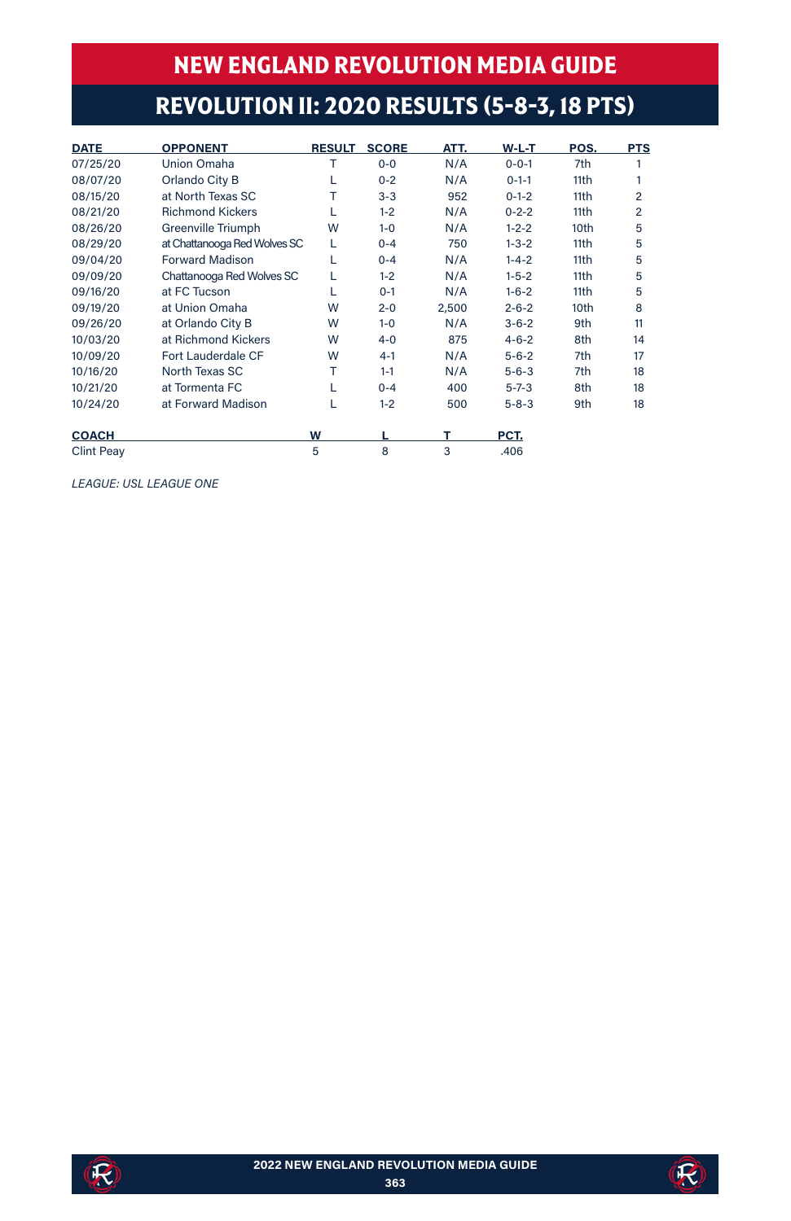# NEW ENGLAND REVOLUTION MEDIA GUIDE

## REVOLUTION II: 2020 RESULTS (5-8-3, 18 PTS)

| DATE | OPPONENT | RESULT | SCORE | ATT. | W-L-T | POS. | PTS |
|---|---|---|---|---|---|---|---|
| 07/25/20 | Union Omaha | T | 0-0 | N/A | 0-0-1 | 7th | 1 |
| 08/07/20 | Orlando City B | L | 0-2 | N/A | 0-1-1 | 11th | 1 |
| 08/15/20 | at North Texas SC | T | 3-3 | 952 | 0-1-2 | 11th | 2 |
| 08/21/20 | Richmond Kickers | L | 1-2 | N/A | 0-2-2 | 11th | 2 |
| 08/26/20 | Greenville Triumph | W | 1-0 | N/A | 1-2-2 | 10th | 5 |
| 08/29/20 | at Chattanooga Red Wolves SC | L | 0-4 | 750 | 1-3-2 | 11th | 5 |
| 09/04/20 | Forward Madison | L | 0-4 | N/A | 1-4-2 | 11th | 5 |
| 09/09/20 | Chattanooga Red Wolves SC | L | 1-2 | N/A | 1-5-2 | 11th | 5 |
| 09/16/20 | at FC Tucson | L | 0-1 | N/A | 1-6-2 | 11th | 5 |
| 09/19/20 | at Union Omaha | W | 2-0 | 2,500 | 2-6-2 | 10th | 8 |
| 09/26/20 | at Orlando City B | W | 1-0 | N/A | 3-6-2 | 9th | 11 |
| 10/03/20 | at Richmond Kickers | W | 4-0 | 875 | 4-6-2 | 8th | 14 |
| 10/09/20 | Fort Lauderdale CF | W | 4-1 | N/A | 5-6-2 | 7th | 17 |
| 10/16/20 | North Texas SC | T | 1-1 | N/A | 5-6-3 | 7th | 18 |
| 10/21/20 | at Tormenta FC | L | 0-4 | 400 | 5-7-3 | 8th | 18 |
| 10/24/20 | at Forward Madison | L | 1-2 | 500 | 5-8-3 | 9th | 18 |

| COACH | W | L | T | PCT. |
|---|---|---|---|---|
| Clint Peay | 5 | 8 | 3 | .406 |

*LEAGUE: USL LEAGUE ONE*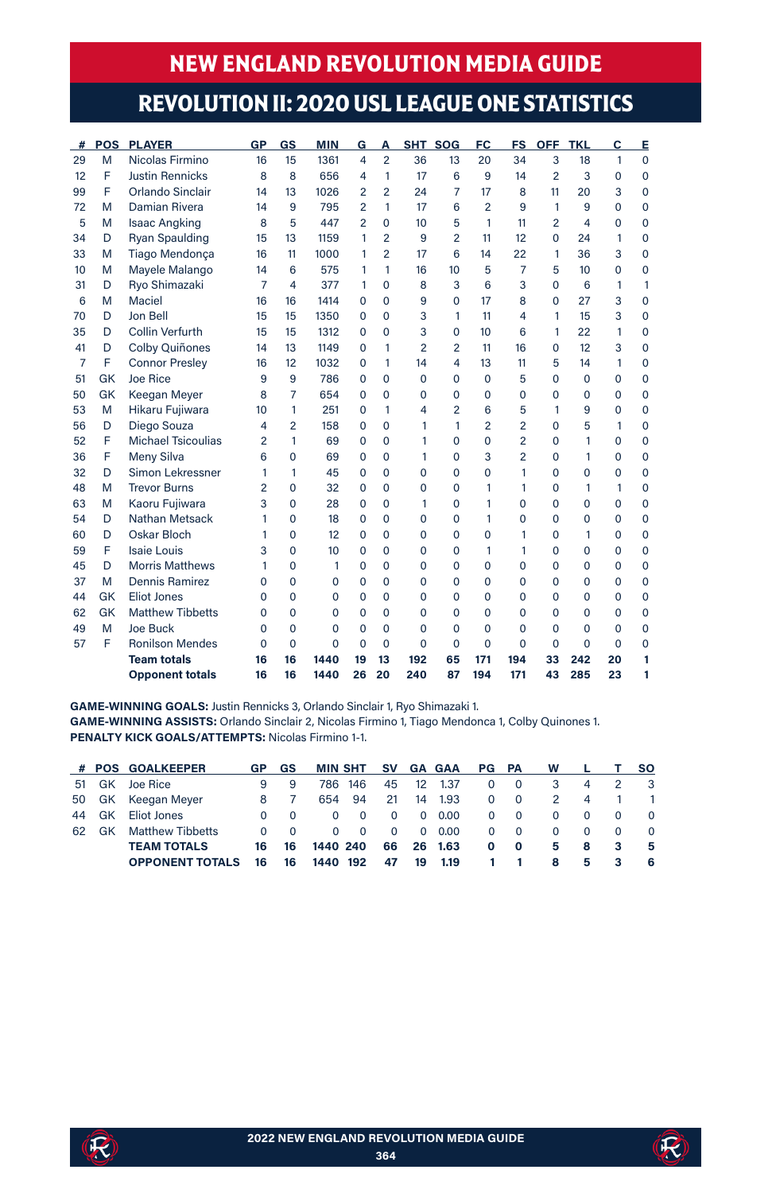# NEW ENGLAND REVOLUTION MEDIA GUIDE

## REVOLUTION II: 2020 USL LEAGUE ONE STATISTICS

| # | POS | PLAYER | GP | GS | MIN | G | A | SHT | SOG | FC | FS | OFF | TKL | C | E |
|---|---|---|---|---|---|---|---|---|---|---|---|---|---|---|---|
| 29 | M | Nicolas Firmino | 16 | 15 | 1361 | 4 | 2 | 36 | 13 | 20 | 34 | 3 | 18 | 1 | 0 |
| 12 | F | Justin Rennicks | 8 | 8 | 656 | 4 | 1 | 17 | 6 | 9 | 14 | 2 | 3 | 0 | 0 |
| 99 | F | Orlando Sinclair | 14 | 13 | 1026 | 2 | 2 | 24 | 7 | 17 | 8 | 11 | 20 | 3 | 0 |
| 72 | M | Damian Rivera | 14 | 9 | 795 | 2 | 1 | 17 | 6 | 2 | 9 | 1 | 9 | 0 | 0 |
| 5 | M | Isaac Angking | 8 | 5 | 447 | 2 | 0 | 10 | 5 | 1 | 11 | 2 | 4 | 0 | 0 |
| 34 | D | Ryan Spaulding | 15 | 13 | 1159 | 1 | 2 | 9 | 2 | 11 | 12 | 0 | 24 | 1 | 0 |
| 33 | M | Tiago Mendonça | 16 | 11 | 1000 | 1 | 2 | 17 | 6 | 14 | 22 | 1 | 36 | 3 | 0 |
| 10 | M | Mayele Malango | 14 | 6 | 575 | 1 | 1 | 16 | 10 | 5 | 7 | 5 | 10 | 0 | 0 |
| 31 | D | Ryo Shimazaki | 7 | 4 | 377 | 1 | 0 | 8 | 3 | 6 | 3 | 0 | 6 | 1 | 1 |
| 6 | M | Maciel | 16 | 16 | 1414 | 0 | 0 | 9 | 0 | 17 | 8 | 0 | 27 | 3 | 0 |
| 70 | D | Jon Bell | 15 | 15 | 1350 | 0 | 0 | 3 | 1 | 11 | 4 | 1 | 15 | 3 | 0 |
| 35 | D | Collin Verfurth | 15 | 15 | 1312 | 0 | 0 | 3 | 0 | 10 | 6 | 1 | 22 | 1 | 0 |
| 41 | D | Colby Quiñones | 14 | 13 | 1149 | 0 | 1 | 2 | 2 | 11 | 16 | 0 | 12 | 3 | 0 |
| 7 | F | Connor Presley | 16 | 12 | 1032 | 0 | 1 | 14 | 4 | 13 | 11 | 5 | 14 | 1 | 0 |
| 51 | GK | Joe Rice | 9 | 9 | 786 | 0 | 0 | 0 | 0 | 0 | 5 | 0 | 0 | 0 | 0 |
| 50 | GK | Keegan Meyer | 8 | 7 | 654 | 0 | 0 | 0 | 0 | 0 | 0 | 0 | 0 | 0 | 0 |
| 53 | M | Hikaru Fujiwara | 10 | 1 | 251 | 0 | 1 | 4 | 2 | 6 | 5 | 1 | 9 | 0 | 0 |
| 56 | D | Diego Souza | 4 | 2 | 158 | 0 | 0 | 1 | 1 | 2 | 2 | 0 | 5 | 1 | 0 |
| 52 | F | Michael Tsicoulias | 2 | 1 | 69 | 0 | 0 | 1 | 0 | 0 | 2 | 0 | 1 | 0 | 0 |
| 36 | F | Meny Silva | 6 | 0 | 69 | 0 | 0 | 1 | 0 | 3 | 2 | 0 | 1 | 0 | 0 |
| 32 | D | Simon Lekressner | 1 | 1 | 45 | 0 | 0 | 0 | 0 | 0 | 1 | 0 | 0 | 0 | 0 |
| 48 | M | Trevor Burns | 2 | 0 | 32 | 0 | 0 | 0 | 0 | 1 | 1 | 0 | 1 | 1 | 0 |
| 63 | M | Kaoru Fujiwara | 3 | 0 | 28 | 0 | 0 | 1 | 0 | 1 | 0 | 0 | 0 | 0 | 0 |
| 54 | D | Nathan Metsack | 1 | 0 | 18 | 0 | 0 | 0 | 0 | 1 | 0 | 0 | 0 | 0 | 0 |
| 60 | D | Oskar Bloch | 1 | 0 | 12 | 0 | 0 | 0 | 0 | 0 | 1 | 0 | 1 | 0 | 0 |
| 59 | F | Isaie Louis | 3 | 0 | 10 | 0 | 0 | 0 | 0 | 1 | 1 | 0 | 0 | 0 | 0 |
| 45 | D | Morris Matthews | 1 | 0 | 1 | 0 | 0 | 0 | 0 | 0 | 0 | 0 | 0 | 0 | 0 |
| 37 | M | Dennis Ramirez | 0 | 0 | 0 | 0 | 0 | 0 | 0 | 0 | 0 | 0 | 0 | 0 | 0 |
| 44 | GK | Eliot Jones | 0 | 0 | 0 | 0 | 0 | 0 | 0 | 0 | 0 | 0 | 0 | 0 | 0 |
| 62 | GK | Matthew Tibbetts | 0 | 0 | 0 | 0 | 0 | 0 | 0 | 0 | 0 | 0 | 0 | 0 | 0 |
| 49 | M | Joe Buck | 0 | 0 | 0 | 0 | 0 | 0 | 0 | 0 | 0 | 0 | 0 | 0 | 0 |
| 57 | F | Ronilson Mendes | 0 | 0 | 0 | 0 | 0 | 0 | 0 | 0 | 0 | 0 | 0 | 0 | 0 |
| | | **Team totals** | **16** | **16** | **1440** | **19** | **13** | **192** | **65** | **171** | **194** | **33** | **242** | **20** | **1** |
| | | **Opponent totals** | **16** | **16** | **1440** | **26** | **20** | **240** | **87** | **194** | **171** | **43** | **285** | **23** | **1** |

**GAME-WINNING GOALS:** Justin Rennicks 3, Orlando Sinclair 1, Ryo Shimazaki 1.
**GAME-WINNING ASSISTS:** Orlando Sinclair 2, Nicolas Firmino 1, Tiago Mendonca 1, Colby Quinones 1.
**PENALTY KICK GOALS/ATTEMPTS:** Nicolas Firmino 1-1.

| # | POS | GOALKEEPER | GP | GS | MIN | SHT | SV | GA | GAA | PG | PA | W | L | T | SO |
|---|---|---|---|---|---|---|---|---|---|---|---|---|---|---|---|
| 51 | GK | Joe Rice | 9 | 9 | 786 | 146 | 45 | 12 | 1.37 | 0 | 0 | 3 | 4 | 2 | 3 |
| 50 | GK | Keegan Meyer | 8 | 7 | 654 | 94 | 21 | 14 | 1.93 | 0 | 0 | 2 | 4 | 1 | 1 |
| 44 | GK | Eliot Jones | 0 | 0 | 0 | 0 | 0 | 0 | 0.00 | 0 | 0 | 0 | 0 | 0 | 0 |
| 62 | GK | Matthew Tibbetts | 0 | 0 | 0 | 0 | 0 | 0 | 0.00 | 0 | 0 | 0 | 0 | 0 | 0 |
| | | **TEAM TOTALS** | **16** | **16** | **1440** | **240** | **66** | **26** | **1.63** | **0** | **0** | **5** | **8** | **3** | **5** |
| | | **OPPONENT TOTALS** | **16** | **16** | **1440** | **192** | **47** | **19** | **1.19** | **1** | **1** | **8** | **5** | **3** | **6** |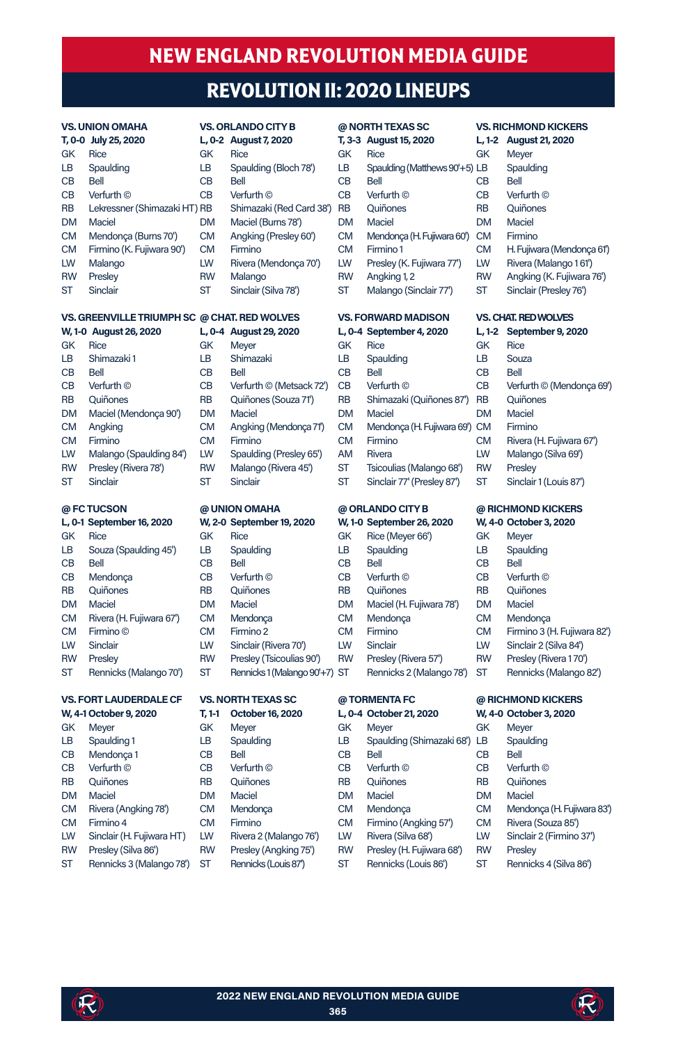# NEW ENGLAND REVOLUTION MEDIA GUIDE

## REVOLUTION II: 2020 LINEUPS

**VS. UNION OMAHA**
**T, 0-0 July 25, 2020**

| | |
|---|---|
| GK | Rice |
| LB | Spaulding |
| CB | Bell |
| CB | Verfurth © |
| RB | Lekressner (Shimazaki HT) |
| DM | Maciel |
| CM | Mendonça (Burns 70') |
| CM | Firmino (K. Fujiwara 90') |
| LW | Malango |
| RW | Presley |
| ST | Sinclair |

**VS. ORLANDO CITY B**
**L, 0-2 August 7, 2020**

| | |
|---|---|
| GK | Rice |
| LB | Spaulding (Bloch 78') |
| CB | Bell |
| CB | Verfurth © |
| RB | Shimazaki (Red Card 38') |
| DM | Maciel (Burns 78') |
| CM | Angking (Presley 60') |
| CM | Firmino |
| LW | Rivera (Mendonça 70') |
| RW | Malango |
| ST | Sinclair (Silva 78') |

**@ NORTH TEXAS SC**
**T, 3-3 August 15, 2020**

| | |
|---|---|
| GK | Rice |
| LB | Spaulding (Matthews 90'+5) |
| CB | Bell |
| CB | Verfurth © |
| RB | Quiñones |
| DM | Maciel |
| CM | Mendonça (H. Fujiwara 60') |
| CM | Firmino 1 |
| LW | Presley (K. Fujiwara 77') |
| RW | Angking 1, 2 |
| ST | Malango (Sinclair 77') |

**VS. RICHMOND KICKERS**
**L, 1-2 August 21, 2020**

| | |
|---|---|
| GK | Meyer |
| LB | Spaulding |
| CB | Bell |
| CB | Verfurth © |
| RB | Quiñones |
| DM | Maciel |
| CM | Firmino |
| CM | H. Fujiwara (Mendonça 61') |
| LW | Rivera (Malango 1 61') |
| RW | Angking (K. Fujiwara 76') |
| ST | Sinclair (Presley 76') |

**VS. GREENVILLE TRIUMPH SC**
**W, 1-0 August 26, 2020**

| | |
|---|---|
| GK | Rice |
| LB | Shimazaki 1 |
| CB | Bell |
| CB | Verfurth © |
| RB | Quiñones |
| DM | Maciel (Mendonça 90') |
| CM | Angking |
| CM | Firmino |
| LW | Malango (Spaulding 84') |
| RW | Presley (Rivera 78') |
| ST | Sinclair |

**@ CHAT. RED WOLVES**
**L, 0-4 August 29, 2020**

| | |
|---|---|
| GK | Meyer |
| LB | Shimazaki |
| CB | Bell |
| CB | Verfurth © (Metsack 72') |
| RB | Quiñones (Souza 71') |
| DM | Maciel |
| CM | Angking (Mendonça 71') |
| CM | Firmino |
| LW | Spaulding (Presley 65') |
| RW | Malango (Rivera 45') |
| ST | Sinclair |

**VS. FORWARD MADISON**
**L, 0-4 September 4, 2020**

| | |
|---|---|
| GK | Rice |
| LB | Spaulding |
| CB | Bell |
| CB | Verfurth © |
| RB | Shimazaki (Quiñones 87') |
| DM | Maciel |
| CM | Mendonça (H. Fujiwara 69') |
| CM | Firmino |
| AM | Rivera |
| ST | Tsicoulias (Malango 68') |
| ST | Sinclair 77' (Presley 87') |

**VS. CHAT. RED WOLVES**
**L, 1-2 September 9, 2020**

| | |
|---|---|
| GK | Rice |
| LB | Souza |
| CB | Bell |
| CB | Verfurth © (Mendonça 69') |
| RB | Quiñones |
| DM | Maciel |
| CM | Firmino |
| CM | Rivera (H. Fujiwara 67') |
| LW | Malango (Silva 69') |
| RW | Presley |
| ST | Sinclair 1 (Louis 87') |

**@ FC TUCSON**
**L, 0-1 September 16, 2020**

| | |
|---|---|
| GK | Rice |
| LB | Souza (Spaulding 45') |
| CB | Bell |
| CB | Mendonça |
| RB | Quiñones |
| DM | Maciel |
| CM | Rivera (H. Fujiwara 67') |
| CM | Firmino © |
| LW | Sinclair |
| RW | Presley |
| ST | Rennicks (Malango 70') |

**@ UNION OMAHA**
**W, 2-0 September 19, 2020**

| | |
|---|---|
| GK | Rice |
| LB | Spaulding |
| CB | Bell |
| CB | Verfurth © |
| RB | Quiñones |
| DM | Maciel |
| CM | Mendonça |
| CM | Firmino 2 |
| LW | Sinclair (Rivera 70') |
| RW | Presley (Tsicoulias 90') |
| ST | Rennicks 1 (Malango 90'+7) |

**@ ORLANDO CITY B**
**W, 1-0 September 26, 2020**

| | |
|---|---|
| GK | Rice (Meyer 66') |
| LB | Spaulding |
| CB | Bell |
| CB | Verfurth © |
| RB | Quiñones |
| DM | Maciel (H. Fujiwara 78') |
| CM | Mendonça |
| CM | Firmino |
| LW | Sinclair |
| RW | Presley (Rivera 57') |
| ST | Rennicks 2 (Malango 78') |

**@ RICHMOND KICKERS**
**W, 4-0 October 3, 2020**

| | |
|---|---|
| GK | Meyer |
| LB | Spaulding |
| CB | Bell |
| CB | Verfurth © |
| RB | Quiñones |
| DM | Maciel |
| CM | Mendonça |
| CM | Firmino 3 (H. Fujiwara 82') |
| LW | Sinclair 2 (Silva 84') |
| RW | Presley (Rivera 1 70') |
| ST | Rennicks (Malango 82') |

**VS. FORT LAUDERDALE CF**
**W, 4-1 October 9, 2020**

| | |
|---|---|
| GK | Meyer |
| LB | Spaulding 1 |
| CB | Mendonça 1 |
| CB | Verfurth © |
| RB | Quiñones |
| DM | Maciel |
| CM | Rivera (Angking 78') |
| CM | Firmino 4 |
| LW | Sinclair (H. Fujiwara HT) |
| RW | Presley (Silva 86') |
| ST | Rennicks 3 (Malango 78') |

**VS. NORTH TEXAS SC**
**T, 1-1 October 16, 2020**

| | |
|---|---|
| GK | Meyer |
| LB | Spaulding |
| CB | Bell |
| CB | Verfurth © |
| RB | Quiñones |
| DM | Maciel |
| CM | Mendonça |
| CM | Firmino |
| LW | Rivera 2 (Malango 76') |
| RW | Presley (Angking 75') |
| ST | Rennicks (Louis 87') |

**@ TORMENTA FC**
**L, 0-4 October 21, 2020**

| | |
|---|---|
| GK | Meyer |
| LB | Spaulding (Shimazaki 68') |
| CB | Bell |
| CB | Verfurth © |
| RB | Quiñones |
| DM | Maciel |
| CM | Mendonça |
| CM | Firmino (Angking 57') |
| LW | Rivera (Silva 68') |
| RW | Presley (H. Fujiwara 68') |
| ST | Rennicks (Louis 86') |

**@ RICHMOND KICKERS**
**W, 4-0 October 3, 2020**

| | |
|---|---|
| GK | Meyer |
| LB | Spaulding |
| CB | Bell |
| CB | Verfurth © |
| RB | Quiñones |
| DM | Maciel |
| CM | Mendonça (H. Fujiwara 83') |
| CM | Rivera (Souza 85') |
| LW | Sinclair 2 (Firmino 37') |
| RW | Presley |
| ST | Rennicks 4 (Silva 86') |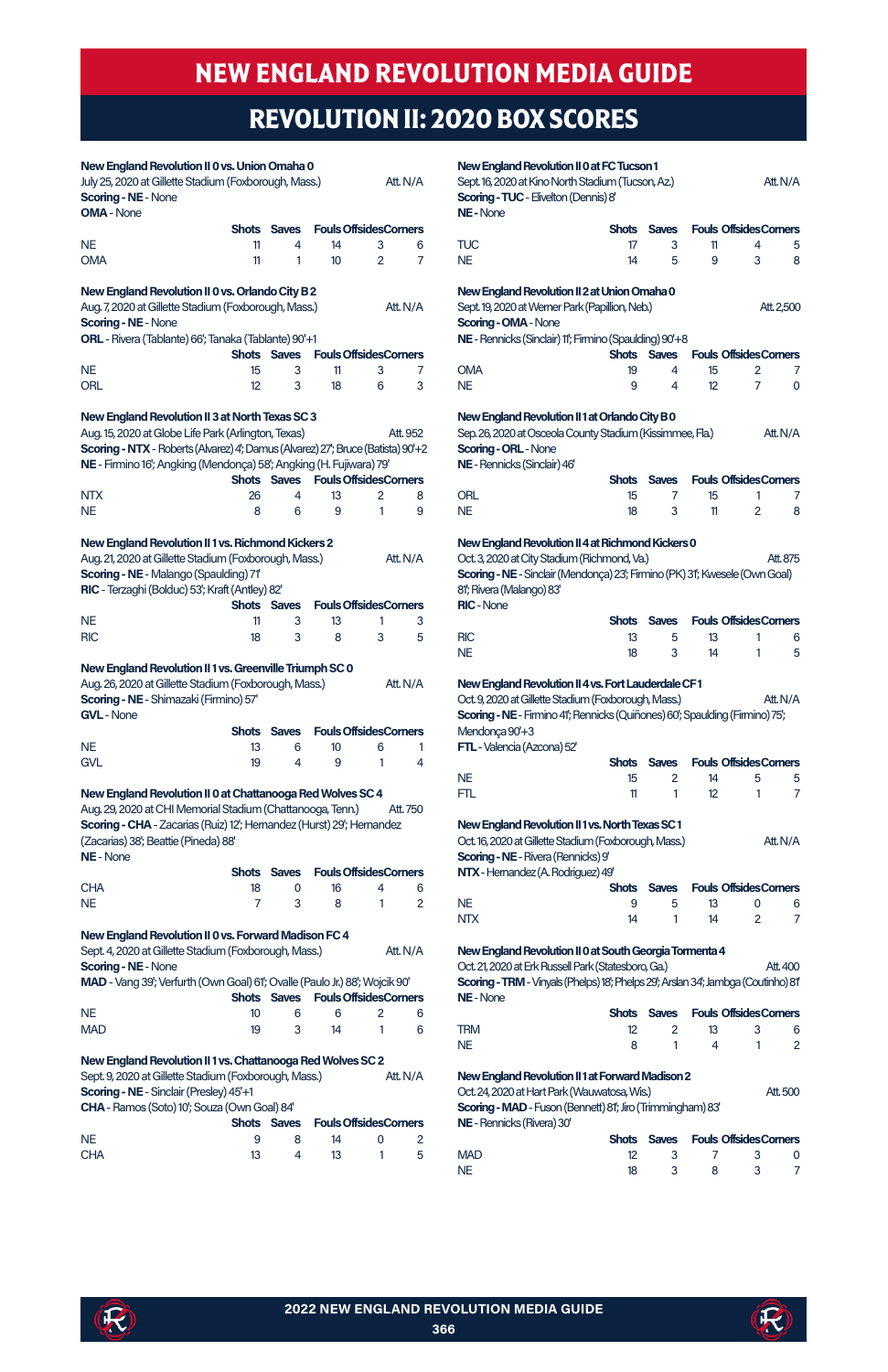# NEW ENGLAND REVOLUTION MEDIA GUIDE

## REVOLUTION II: 2020 BOX SCORES

**New England Revolution II 0 vs. Union Omaha 0**
July 25, 2020 at Gillette Stadium (Foxborough, Mass.) Att. N/A
**Scoring - NE** - None
**OMA** - None

| | Shots | Saves | Fouls | Offsides | Corners |
|---|---|---|---|---|---|
| NE | 11 | 4 | 14 | 3 | 6 |
| OMA | 11 | 1 | 10 | 2 | 7 |

**New England Revolution II 0 vs. Orlando City B 2**
Aug. 7, 2020 at Gillette Stadium (Foxborough, Mass.) Att. N/A
**Scoring - NE** - None
**ORL** - Rivera (Tablante) 66'; Tanaka (Tablante) 90'+1

| | Shots | Saves | Fouls | Offsides | Corners |
|---|---|---|---|---|---|
| NE | 15 | 3 | 11 | 3 | 7 |
| ORL | 12 | 3 | 18 | 6 | 3 |

**New England Revolution II 3 at North Texas SC 3**
Aug. 15, 2020 at Globe Life Park (Arlington, Texas) Att. 952
**Scoring - NTX** - Roberts (Alvarez) 4'; Damus (Alvarez) 27'; Bruce (Batista) 90'+2
**NE** - Firmino 16'; Angking (Mendonça) 58'; Angking (H. Fujiwara) 79'

| | Shots | Saves | Fouls | Offsides | Corners |
|---|---|---|---|---|---|
| NTX | 26 | 4 | 13 | 2 | 8 |
| NE | 8 | 6 | 9 | 1 | 9 |

**New England Revolution II 1 vs. Richmond Kickers 2**
Aug. 21, 2020 at Gillette Stadium (Foxborough, Mass.) Att. N/A
**Scoring - NE** - Malango (Spaulding) 71'
**RIC** - Terzaghi (Bolduc) 53'; Kraft (Antley) 82'

| | Shots | Saves | Fouls | Offsides | Corners |
|---|---|---|---|---|---|
| NE | 11 | 3 | 13 | 1 | 3 |
| RIC | 18 | 3 | 8 | 3 | 5 |

**New England Revolution II 1 vs. Greenville Triumph SC 0**
Aug. 26, 2020 at Gillette Stadium (Foxborough, Mass.) Att. N/A
**Scoring - NE** - Shimazaki (Firmino) 57'
**GVL** - None

| | Shots | Saves | Fouls | Offsides | Corners |
|---|---|---|---|---|---|
| NE | 13 | 6 | 10 | 6 | 1 |
| GVL | 19 | 4 | 9 | 1 | 4 |

**New England Revolution II 0 at Chattanooga Red Wolves SC 4**
Aug. 29, 2020 at CHI Memorial Stadium (Chattanooga, Tenn.) Att. 750
**Scoring - CHA** - Zacarias (Ruiz) 12'; Hernandez (Hurst) 29'; Hernandez (Zacarias) 38'; Beattie (Pineda) 88'
**NE** - None

| | Shots | Saves | Fouls | Offsides | Corners |
|---|---|---|---|---|---|
| CHA | 18 | 0 | 16 | 4 | 6 |
| NE | 7 | 3 | 8 | 1 | 2 |

**New England Revolution II 0 vs. Forward Madison FC 4**
Sept. 4, 2020 at Gillette Stadium (Foxborough, Mass.) Att. N/A
**Scoring - NE** - None
**MAD** - Vang 39'; Verfurth (Own Goal) 61'; Ovalle (Paulo Jr.) 88'; Wojcik 90'

| | Shots | Saves | Fouls | Offsides | Corners |
|---|---|---|---|---|---|
| NE | 10 | 6 | 6 | 2 | 6 |
| MAD | 19 | 3 | 14 | 1 | 6 |

**New England Revolution II 1 vs. Chattanooga Red Wolves SC 2**
Sept. 9, 2020 at Gillette Stadium (Foxborough, Mass.) Att. N/A
**Scoring - NE** - Sinclair (Presley) 45'+1
**CHA** - Ramos (Soto) 10'; Souza (Own Goal) 84'

| | Shots | Saves | Fouls | Offsides | Corners |
|---|---|---|---|---|---|
| NE | 9 | 8 | 14 | 0 | 2 |
| CHA | 13 | 4 | 13 | 1 | 5 |

**New England Revolution II 0 at FC Tucson 1**
Sept. 16, 2020 at Kino North Stadium (Tucson, Az.) Att. N/A
**Scoring - TUC** - Elivelton (Dennis) 8'
**NE** - None

| | Shots | Saves | Fouls | Offsides | Corners |
|---|---|---|---|---|---|
| TUC | 17 | 3 | 11 | 4 | 5 |
| NE | 14 | 5 | 9 | 3 | 8 |

**New England Revolution II 2 at Union Omaha 0**
Sept. 19, 2020 at Werner Park (Papillion, Neb.) Att. 2,500
**Scoring - OMA** - None
**NE** - Rennicks (Sinclair) 11'; Firmino (Spaulding) 90'+8

| | Shots | Saves | Fouls | Offsides | Corners |
|---|---|---|---|---|---|
| OMA | 19 | 4 | 15 | 2 | 7 |
| NE | 9 | 4 | 12 | 7 | 0 |

**New England Revolution II 1 at Orlando City B 0**
Sep. 26, 2020 at Osceola County Stadium (Kissimmee, Fla.) Att. N/A
**Scoring - ORL** - None
**NE** - Rennicks (Sinclair) 46'

| | Shots | Saves | Fouls | Offsides | Corners |
|---|---|---|---|---|---|
| ORL | 15 | 7 | 15 | 1 | 7 |
| NE | 18 | 3 | 11 | 2 | 8 |

**New England Revolution II 4 at Richmond Kickers 0**
Oct. 3, 2020 at City Stadium (Richmond, Va.) Att. 875
**Scoring - NE** - Sinclair (Mendonça) 23'; Firmino (PK) 31'; Kwesele (Own Goal) 81'; Rivera (Malango) 83'
**RIC** - None

| | Shots | Saves | Fouls | Offsides | Corners |
|---|---|---|---|---|---|
| RIC | 13 | 5 | 13 | 1 | 6 |
| NE | 18 | 3 | 14 | 1 | 5 |

**New England Revolution II 4 vs. Fort Lauderdale CF 1**
Oct. 9, 2020 at Gillette Stadium (Foxborough, Mass.) Att. N/A
**Scoring - NE** - Firmino 41'; Rennicks (Quiñones) 60'; Spaulding (Firmino) 75'; Mendonça 90'+3
**FTL** - Valencia (Azcona) 52'

| | Shots | Saves | Fouls | Offsides | Corners |
|---|---|---|---|---|---|
| NE | 15 | 2 | 14 | 5 | 5 |
| FTL | 11 | 1 | 12 | 1 | 7 |

**New England Revolution II 1 vs. North Texas SC 1**
Oct. 16, 2020 at Gillette Stadium (Foxborough, Mass.) Att. N/A
**Scoring - NE** - Rivera (Rennicks) 9'
**NTX** - Hernandez (A. Rodriguez) 49'

| | Shots | Saves | Fouls | Offsides | Corners |
|---|---|---|---|---|---|
| NE | 9 | 5 | 13 | 0 | 6 |
| NTX | 14 | 1 | 14 | 2 | 7 |

**New England Revolution II 0 at South Georgia Tormenta 4**
Oct. 21, 2020 at Erk Russell Park (Statesboro, Ga.) Att. 400
**Scoring - TRM** - Vinyals (Phelps) 18'; Phelps 29'; Arslan 34'; Jambga (Coutinho) 81'
**NE** - None

| | Shots | Saves | Fouls | Offsides | Corners |
|---|---|---|---|---|---|
| TRM | 12 | 2 | 13 | 3 | 6 |
| NE | 8 | 1 | 4 | 1 | 2 |

**New England Revolution II 1 at Forward Madison 2**
Oct. 24, 2020 at Hart Park (Wauwatosa, Wis.) Att. 500
**Scoring - MAD** - Fuson (Bennett) 81'; Jiro (Trimmingham) 83'
**NE** - Rennicks (Rivera) 30'

| | Shots | Saves | Fouls | Offsides | Corners |
|---|---|---|---|---|---|
| MAD | 12 | 3 | 7 | 3 | 0 |
| NE | 18 | 3 | 8 | 3 | 7 |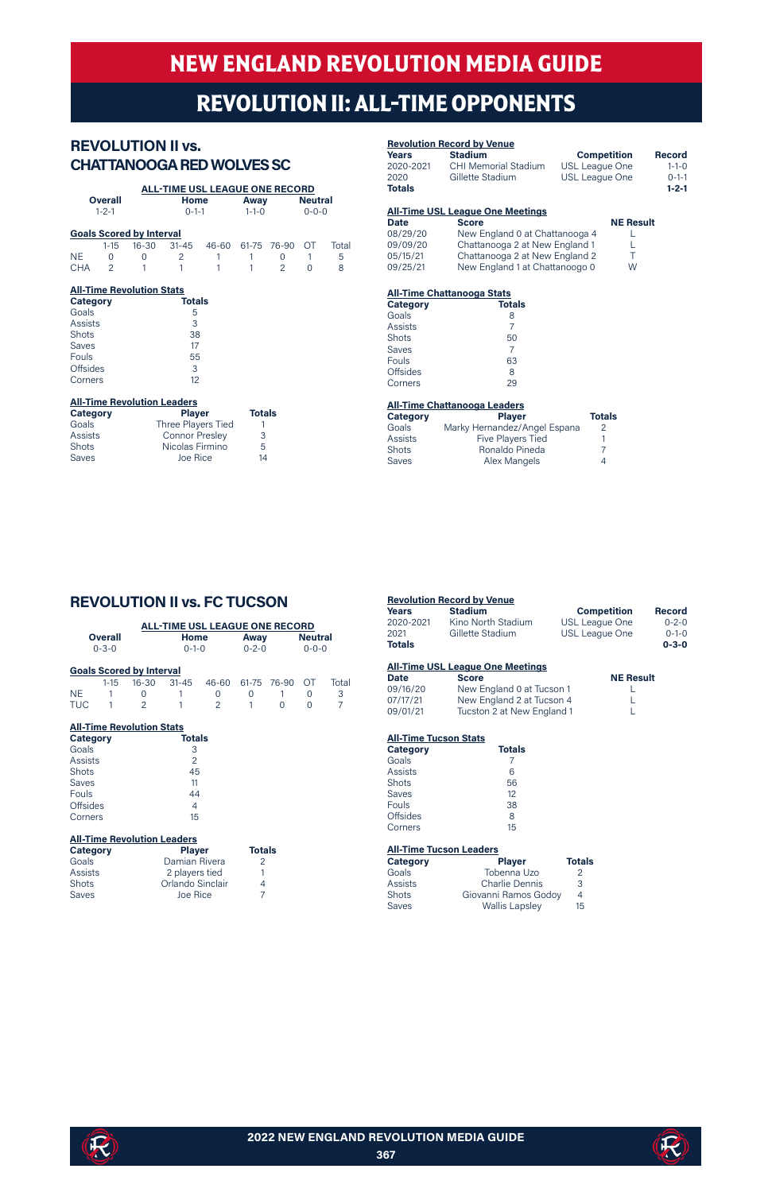# NEW ENGLAND REVOLUTION MEDIA GUIDE

# REVOLUTION II: ALL-TIME OPPONENTS

## REVOLUTION II vs. CHATTANOOGA RED WOLVES SC

**ALL-TIME USL LEAGUE ONE RECORD**

| Overall | Home | Away | Neutral |
|---|---|---|---|
| 1-2-1 | 0-1-1 | 1-1-0 | 0-0-0 |

**Goals Scored by Interval**

| | 1-15 | 16-30 | 31-45 | 46-60 | 61-75 | 76-90 | OT | Total |
|---|---|---|---|---|---|---|---|---|
| NE | 0 | 0 | 2 | 1 | 1 | 0 | 1 | 5 |
| CHA | 2 | 1 | 1 | 1 | 1 | 2 | 0 | 8 |

**All-Time Revolution Stats**

| Category | Totals |
|---|---|
| Goals | 5 |
| Assists | 3 |
| Shots | 38 |
| Saves | 17 |
| Fouls | 55 |
| Offsides | 3 |
| Corners | 12 |

**All-Time Revolution Leaders**

| Category | Player | Totals |
|---|---|---|
| Goals | Three Players Tied | 1 |
| Assists | Connor Presley | 3 |
| Shots | Nicolas Firmino | 5 |
| Saves | Joe Rice | 14 |

**Revolution Record by Venue**

| Years | Stadium | Competition | Record |
|---|---|---|---|
| 2020-2021 | CHI Memorial Stadium | USL League One | 1-1-0 |
| 2020 | Gillette Stadium | USL League One | 0-1-1 |
| **Totals** | | | **1-2-1** |

**All-Time USL League One Meetings**

| Date | Score | NE Result |
|---|---|---|
| 08/29/20 | New England 0 at Chattanooga 4 | L |
| 09/09/20 | Chattanooga 2 at New England 1 | L |
| 05/15/21 | Chattanooga 2 at New England 2 | T |
| 09/25/21 | New England 1 at Chattanoogo 0 | W |

**All-Time Chattanooga Stats**

| Category | Totals |
|---|---|
| Goals | 8 |
| Assists | 7 |
| Shots | 50 |
| Saves | 7 |
| Fouls | 63 |
| Offsides | 8 |
| Corners | 29 |

**All-Time Chattanooga Leaders**

| Category | Player | Totals |
|---|---|---|
| Goals | Marky Hernandez/Angel Espana | 2 |
| Assists | Five Players Tied | 1 |
| Shots | Ronaldo Pineda | 7 |
| Saves | Alex Mangels | 4 |

## REVOLUTION II vs. FC TUCSON

**ALL-TIME USL LEAGUE ONE RECORD**

| Overall | Home | Away | Neutral |
|---|---|---|---|
| 0-3-0 | 0-1-0 | 0-2-0 | 0-0-0 |

**Goals Scored by Interval**

| | 1-15 | 16-30 | 31-45 | 46-60 | 61-75 | 76-90 | OT | Total |
|---|---|---|---|---|---|---|---|---|
| NE | 1 | 0 | 1 | 0 | 0 | 1 | 0 | 3 |
| TUC | 1 | 2 | 1 | 2 | 1 | 0 | 0 | 7 |

**All-Time Revolution Stats**

| Category | Totals |
|---|---|
| Goals | 3 |
| Assists | 2 |
| Shots | 45 |
| Saves | 11 |
| Fouls | 44 |
| Offsides | 4 |
| Corners | 15 |

**All-Time Revolution Leaders**

| Category | Player | Totals |
|---|---|---|
| Goals | Damian Rivera | 2 |
| Assists | 2 players tied | 1 |
| Shots | Orlando Sinclair | 4 |
| Saves | Joe Rice | 7 |

**Revolution Record by Venue**

| Years | Stadium | Competition | Record |
|---|---|---|---|
| 2020-2021 | Kino North Stadium | USL League One | 0-2-0 |
| 2021 | Gillette Stadium | USL League One | 0-1-0 |
| **Totals** | | | **0-3-0** |

**All-Time USL League One Meetings**

| Date | Score | NE Result |
|---|---|---|
| 09/16/20 | New England 0 at Tucson 1 | L |
| 07/17/21 | New England 2 at Tucson 4 | L |
| 09/01/21 | Tucston 2 at New England 1 | L |

**All-Time Tucson Stats**

| Category | Totals |
|---|---|
| Goals | 7 |
| Assists | 6 |
| Shots | 56 |
| Saves | 12 |
| Fouls | 38 |
| Offsides | 8 |
| Corners | 15 |

**All-Time Tucson Leaders**

| Category | Player | Totals |
|---|---|---|
| Goals | Tobenna Uzo | 2 |
| Assists | Charlie Dennis | 3 |
| Shots | Giovanni Ramos Godoy | 4 |
| Saves | Wallis Lapsley | 15 |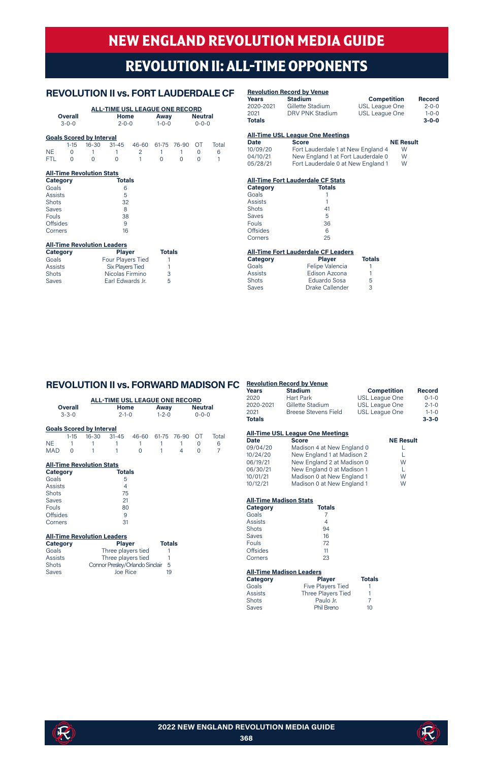# NEW ENGLAND REVOLUTION MEDIA GUIDE

## REVOLUTION II: ALL-TIME OPPONENTS

### REVOLUTION II vs. FORT LAUDERDALE CF

**ALL-TIME USL LEAGUE ONE RECORD**

| Overall | Home | Away | Neutral |
|---|---|---|---|
| 3-0-0 | 2-0-0 | 1-0-0 | 0-0-0 |

**Goals Scored by Interval**

| | 1-15 | 16-30 | 31-45 | 46-60 | 61-75 | 76-90 | OT | Total |
|---|---|---|---|---|---|---|---|---|
| NE | 0 | 1 | 1 | 2 | 1 | 1 | 0 | 6 |
| FTL | 0 | 0 | 0 | 1 | 0 | 0 | 0 | 1 |

**All-Time Revolution Stats**

| Category | Totals |
|---|---|
| Goals | 6 |
| Assists | 5 |
| Shots | 32 |
| Saves | 8 |
| Fouls | 38 |
| Offsides | 9 |
| Corners | 16 |

**All-Time Revolution Leaders**

| Category | Player | Totals |
|---|---|---|
| Goals | Four Players Tied | 1 |
| Assists | Six Players Tied | 1 |
| Shots | Nicolas Firmino | 3 |
| Saves | Earl Edwards Jr. | 5 |

**Revolution Record by Venue**

| Years | Stadium | Competition | Record |
|---|---|---|---|
| 2020-2021 | Gillette Stadium | USL League One | 2-0-0 |
| 2021 | DRV PNK Stadium | USL League One | 1-0-0 |
| **Totals** | | | **3-0-0** |

**All-Time USL League One Meetings**

| Date | Score | NE Result |
|---|---|---|
| 10/09/20 | Fort Lauderdale 1 at New England 4 | W |
| 04/10/21 | New England 1 at Fort Lauderdale 0 | W |
| 05/28/21 | Fort Lauderdale 0 at New England 1 | W |

**All-Time Fort Lauderdale CF Stats**

| Category | Totals |
|---|---|
| Goals | 1 |
| Assists | 1 |
| Shots | 41 |
| Saves | 5 |
| Fouls | 36 |
| Offsides | 6 |
| Corners | 25 |

**All-Time Fort Lauderdale CF Leaders**

| Category | Player | Totals |
|---|---|---|
| Goals | Felipe Valencia | 1 |
| Assists | Edison Azcona | 1 |
| Shots | Eduardo Sosa | 5 |
| Saves | Drake Callender | 3 |

### REVOLUTION II vs. FORWARD MADISON FC

**ALL-TIME USL LEAGUE ONE RECORD**

| Overall | Home | Away | Neutral |
|---|---|---|---|
| 3-3-0 | 2-1-0 | 1-2-0 | 0-0-0 |

**Goals Scored by Interval**

| | 1-15 | 16-30 | 31-45 | 46-60 | 61-75 | 76-90 | OT | Total |
|---|---|---|---|---|---|---|---|---|
| NE | 1 | 1 | 1 | 1 | 1 | 1 | 0 | 6 |
| MAD | 0 | 1 | 1 | 0 | 1 | 4 | 0 | 7 |

**All-Time Revolution Stats**

| Category | Totals |
|---|---|
| Goals | 5 |
| Assists | 4 |
| Shots | 75 |
| Saves | 21 |
| Fouls | 80 |
| Offsides | 9 |
| Corners | 31 |

**All-Time Revolution Leaders**

| Category | Player | Totals |
|---|---|---|
| Goals | Three players tied | 1 |
| Assists | Three players tied | 1 |
| Shots | Connor Presley/Orlando Sinclair | 5 |
| Saves | Joe Rice | 19 |

**Revolution Record by Venue**

| Years | Stadium | Competition | Record |
|---|---|---|---|
| 2020 | Hart Park | USL League One | 0-1-0 |
| 2020-2021 | Gillette Stadium | USL League One | 2-1-0 |
| 2021 | Breese Stevens Field | USL League One | 1-1-0 |
| **Totals** | | | **3-3-0** |

**All-Time USL League One Meetings**

| Date | Score | NE Result |
|---|---|---|
| 09/04/20 | Madison 4 at New England 0 | L |
| 10/24/20 | New England 1 at Madison 2 | L |
| 06/19/21 | New England 2 at Madison 0 | W |
| 06/30/21 | New England 0 at Madison 1 | L |
| 10/01/21 | Madison 0 at New England 1 | W |
| 10/12/21 | Madison 0 at New England 1 | W |

**All-Time Madison Stats**

| Category | Totals |
|---|---|
| Goals | 7 |
| Assists | 4 |
| Shots | 94 |
| Saves | 16 |
| Fouls | 72 |
| Offsides | 11 |
| Corners | 23 |

**All-Time Madison Leaders**

| Category | Player | Totals |
|---|---|---|
| Goals | Five Players Tied | 1 |
| Assists | Three Players Tied | 1 |
| Shots | Paulo Jr. | 7 |
| Saves | Phil Breno | 10 |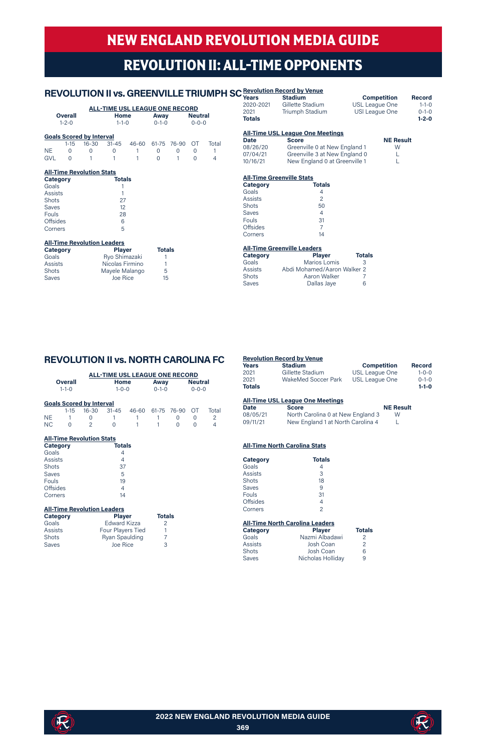# REVOLUTION II: ALL-TIME OPPONENTS

## REVOLUTION II vs. GREENVILLE TRIUMPH SC

**ALL-TIME USL LEAGUE ONE RECORD**

| Overall | Home | Away | Neutral |
|---|---|---|---|
| 1-2-0 | 1-1-0 | 0-1-0 | 0-0-0 |

**Goals Scored by Interval**

| | 1-15 | 16-30 | 31-45 | 46-60 | 61-75 | 76-90 | OT | Total |
|---|---|---|---|---|---|---|---|---|
| NE | 0 | 0 | 0 | 1 | 0 | 0 | 0 | 1 |
| GVL | 0 | 1 | 1 | 1 | 0 | 1 | 0 | 4 |

**All-Time Revolution Stats**

| Category | Totals |
|---|---|
| Goals | 1 |
| Assists | 1 |
| Shots | 27 |
| Saves | 12 |
| Fouls | 28 |
| Offsides | 6 |
| Corners | 5 |

**All-Time Revolution Leaders**

| Category | Player | Totals |
|---|---|---|
| Goals | Ryo Shimazaki | 1 |
| Assists | Nicolas Firmino | 1 |
| Shots | Mayele Malango | 5 |
| Saves | Joe Rice | 15 |

**Revolution Record by Venue**

| Years | Stadium | Competition | Record |
|---|---|---|---|
| 2020-2021 | Gillette Stadium | USL League One | 1-1-0 |
| 2021 | Triumph Stadium | USl League One | 0-1-0 |
| **Totals** | | | **1-2-0** |

**All-Time USL League One Meetings**

| Date | Score | NE Result |
|---|---|---|
| 08/26/20 | Greenville 0 at New England 1 | W |
| 07/04/21 | Greenville 3 at New England 0 | L |
| 10/16/21 | New England 0 at Greenville 1 | L |

**All-Time Greenville Stats**

| Category | Totals |
|---|---|
| Goals | 4 |
| Assists | 2 |
| Shots | 50 |
| Saves | 4 |
| Fouls | 31 |
| Offsides | 7 |
| Corners | 14 |

**All-Time Greenville Leaders**

| Category | Player | Totals |
|---|---|---|
| Goals | Marios Lomis | 3 |
| Assists | Abdi Mohamed/Aaron Walker | 2 |
| Shots | Aaron Walker | 7 |
| Saves | Dallas Jaye | 6 |

## REVOLUTION II vs. NORTH CAROLINA FC

**ALL-TIME USL LEAGUE ONE RECORD**

| Overall | Home | Away | Neutral |
|---|---|---|---|
| 1-1-0 | 1-0-0 | 0-1-0 | 0-0-0 |

**Goals Scored by Interval**

| | 1-15 | 16-30 | 31-45 | 46-60 | 61-75 | 76-90 | OT | Total |
|---|---|---|---|---|---|---|---|---|
| NE | 1 | 0 | 1 | 1 | 1 | 0 | 0 | 2 |
| NC | 0 | 2 | 0 | 1 | 1 | 0 | 0 | 4 |

**All-Time Revolution Stats**

| Category | Totals |
|---|---|
| Goals | 4 |
| Assists | 4 |
| Shots | 37 |
| Saves | 5 |
| Fouls | 19 |
| Offsides | 4 |
| Corners | 14 |

**All-Time Revolution Leaders**

| Category | Player | Totals |
|---|---|---|
| Goals | Edward Kizza | 2 |
| Assists | Four Players Tied | 1 |
| Shots | Ryan Spaulding | 7 |
| Saves | Joe Rice | 3 |

**Revolution Record by Venue**

| Years | Stadium | Competition | Record |
|---|---|---|---|
| 2021 | Gillette Stadium | USL League One | 1-0-0 |
| 2021 | WakeMed Soccer Park | USL League One | 0-1-0 |
| **Totals** | | | **1-1-0** |

**All-Time USL League One Meetings**

| Date | Score | NE Result |
|---|---|---|
| 08/05/21 | North Carolina 0 at New England 3 | W |
| 09/11/21 | New England 1 at North Carolina 4 | L |

**All-Time North Carolina Stats**

| Category | Totals |
|---|---|
| Goals | 4 |
| Assists | 3 |
| Shots | 18 |
| Saves | 9 |
| Fouls | 31 |
| Offsides | 4 |
| Corners | 2 |

**All-Time North Carolina Leaders**

| Category | Player | Totals |
|---|---|---|
| Goals | Nazmi Albadawi | 2 |
| Assists | Josh Coan | 2 |
| Shots | Josh Coan | 6 |
| Saves | Nicholas Holliday | 9 |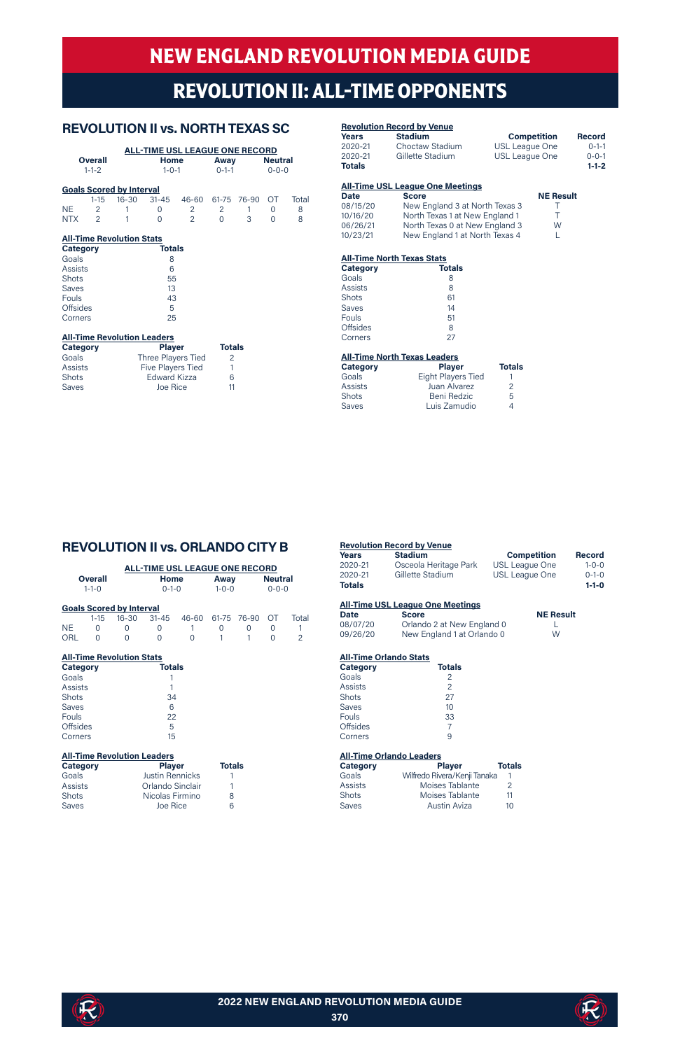# NEW ENGLAND REVOLUTION MEDIA GUIDE

# REVOLUTION II: ALL-TIME OPPONENTS

## REVOLUTION II vs. NORTH TEXAS SC

**ALL-TIME USL LEAGUE ONE RECORD**

| Overall | Home | Away | Neutral |
|---|---|---|---|
| 1-1-2 | 1-0-1 | 0-1-1 | 0-0-0 |

**Goals Scored by Interval**

| | 1-15 | 16-30 | 31-45 | 46-60 | 61-75 | 76-90 | OT | Total |
|---|---|---|---|---|---|---|---|---|
| NE | 2 | 1 | 0 | 2 | 2 | 1 | 0 | 8 |
| NTX | 2 | 1 | 0 | 2 | 0 | 3 | 0 | 8 |

**All-Time Revolution Stats**

| Category | Totals |
|---|---|
| Goals | 8 |
| Assists | 6 |
| Shots | 55 |
| Saves | 13 |
| Fouls | 43 |
| Offsides | 5 |
| Corners | 25 |

**All-Time Revolution Leaders**

| Category | Player | Totals |
|---|---|---|
| Goals | Three Players Tied | 2 |
| Assists | Five Players Tied | 1 |
| Shots | Edward Kizza | 6 |
| Saves | Joe Rice | 11 |

**Revolution Record by Venue**

| Years | Stadium | Competition | Record |
|---|---|---|---|
| 2020-21 | Choctaw Stadium | USL League One | 0-1-1 |
| 2020-21 | Gillette Stadium | USL League One | 0-0-1 |
| **Totals** | | | **1-1-2** |

**All-Time USL League One Meetings**

| Date | Score | NE Result |
|---|---|---|
| 08/15/20 | New England 3 at North Texas 3 | T |
| 10/16/20 | North Texas 1 at New England 1 | T |
| 06/26/21 | North Texas 0 at New England 3 | W |
| 10/23/21 | New England 1 at North Texas 4 | L |

**All-Time North Texas Stats**

| Category | Totals |
|---|---|
| Goals | 8 |
| Assists | 8 |
| Shots | 61 |
| Saves | 14 |
| Fouls | 51 |
| Offsides | 8 |
| Corners | 27 |

**All-Time North Texas Leaders**

| Category | Player | Totals |
|---|---|---|
| Goals | Eight Players Tied | 1 |
| Assists | Juan Alvarez | 2 |
| Shots | Beni Redzic | 5 |
| Saves | Luis Zamudio | 4 |

## REVOLUTION II vs. ORLANDO CITY B

**ALL-TIME USL LEAGUE ONE RECORD**

| Overall | Home | Away | Neutral |
|---|---|---|---|
| 1-1-0 | 0-1-0 | 1-0-0 | 0-0-0 |

**Goals Scored by Interval**

| | 1-15 | 16-30 | 31-45 | 46-60 | 61-75 | 76-90 | OT | Total |
|---|---|---|---|---|---|---|---|---|
| NE | 0 | 0 | 0 | 1 | 0 | 0 | 0 | 1 |
| ORL | 0 | 0 | 0 | 0 | 1 | 1 | 0 | 2 |

**All-Time Revolution Stats**

| Category | Totals |
|---|---|
| Goals | 1 |
| Assists | 1 |
| Shots | 34 |
| Saves | 6 |
| Fouls | 22 |
| Offsides | 5 |
| Corners | 15 |

**All-Time Revolution Leaders**

| Category | Player | Totals |
|---|---|---|
| Goals | Justin Rennicks | 1 |
| Assists | Orlando Sinclair | 1 |
| Shots | Nicolas Firmino | 8 |
| Saves | Joe Rice | 6 |

**Revolution Record by Venue**

| Years | Stadium | Competition | Record |
|---|---|---|---|
| 2020-21 | Osceola Heritage Park | USL League One | 1-0-0 |
| 2020-21 | Gillette Stadium | USL League One | 0-1-0 |
| **Totals** | | | **1-1-0** |

**All-Time USL League One Meetings**

| Date | Score | NE Result |
|---|---|---|
| 08/07/20 | Orlando 2 at New England 0 | L |
| 09/26/20 | New England 1 at Orlando 0 | W |

**All-Time Orlando Stats**

| Category | Totals |
|---|---|
| Goals | 2 |
| Assists | 2 |
| Shots | 27 |
| Saves | 10 |
| Fouls | 33 |
| Offsides | 7 |
| Corners | 9 |

**All-Time Orlando Leaders**

| Category | Player | Totals |
|---|---|---|
| Goals | Wilfredo Rivera/Kenji Tanaka | 1 |
| Assists | Moises Tablante | 2 |
| Shots | Moises Tablante | 11 |
| Saves | Austin Aviza | 10 |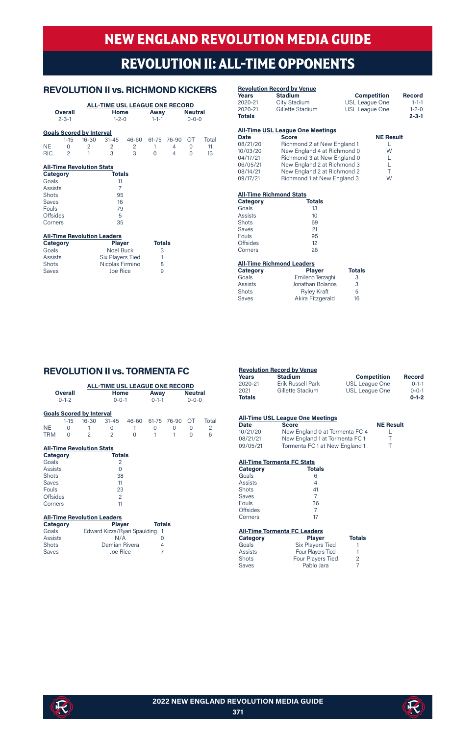# NEW ENGLAND REVOLUTION MEDIA GUIDE

## REVOLUTION II: ALL-TIME OPPONENTS

### REVOLUTION II vs. RICHMOND KICKERS

**ALL-TIME USL LEAGUE ONE RECORD**

| Overall | Home | Away | Neutral |
|---|---|---|---|
| 2-3-1 | 1-2-0 | 1-1-1 | 0-0-0 |

**Goals Scored by Interval**

| | 1-15 | 16-30 | 31-45 | 46-60 | 61-75 | 76-90 | OT | Total |
|---|---|---|---|---|---|---|---|---|
| NE | 0 | 2 | 2 | 2 | 1 | 4 | 0 | 11 |
| RIC | 2 | 1 | 3 | 3 | 0 | 4 | 0 | 13 |

**All-Time Revolution Stats**

| Category | Totals |
|---|---|
| Goals | 11 |
| Assists | 7 |
| Shots | 95 |
| Saves | 16 |
| Fouls | 79 |
| Offsides | 5 |
| Corners | 35 |

**All-Time Revolution Leaders**

| Category | Player | Totals |
|---|---|---|
| Goals | Noel Buck | 3 |
| Assists | Six Players Tied | 1 |
| Shots | Nicolas Firmino | 8 |
| Saves | Joe Rice | 9 |

**Revolution Record by Venue**

| Years | Stadium | Competition | Record |
|---|---|---|---|
| 2020-21 | City Stadium | USL League One | 1-1-1 |
| 2020-21 | Gillette Stadium | USL League One | 1-2-0 |
| **Totals** | | | **2-3-1** |

**All-Time USL League One Meetings**

| Date | Score | NE Result |
|---|---|---|
| 08/21/20 | Richmond 2 at New England 1 | L |
| 10/03/20 | New England 4 at Richmond 0 | W |
| 04/17/21 | Richmond 3 at New England 0 | L |
| 06/05/21 | New England 2 at Richmond 3 | L |
| 08/14/21 | New England 2 at Richmond 2 | T |
| 09/17/21 | Richmond 1 at New England 3 | W |

**All-Time Richmond Stats**

| Category | Totals |
|---|---|
| Goals | 13 |
| Assists | 10 |
| Shots | 69 |
| Saves | 21 |
| Fouls | 95 |
| Offsides | 12 |
| Corners | 26 |

**All-Time Richmond Leaders**

| Category | Player | Totals |
|---|---|---|
| Goals | Emiliano Terzaghi | 3 |
| Assists | Jonathan Bolanos | 3 |
| Shots | Ryley Kraft | 5 |
| Saves | Akira Fitzgerald | 16 |

### REVOLUTION II vs. TORMENTA FC

**ALL-TIME USL LEAGUE ONE RECORD**

| Overall | Home | Away | Neutral |
|---|---|---|---|
| 0-1-2 | 0-0-1 | 0-1-1 | 0-0-0 |

**Goals Scored by Interval**

| | 1-15 | 16-30 | 31-45 | 46-60 | 61-75 | 76-90 | OT | Total |
|---|---|---|---|---|---|---|---|---|
| NE | 0 | 1 | 0 | 1 | 0 | 0 | 0 | 2 |
| TRM | 0 | 2 | 2 | 0 | 1 | 1 | 0 | 6 |

**All-Time Revolution Stats**

| Category | Totals |
|---|---|
| Goals | 2 |
| Assists | 0 |
| Shots | 38 |
| Saves | 11 |
| Fouls | 23 |
| Offsides | 2 |
| Corners | 11 |

**All-Time Revolution Leaders**

| Category | Player | Totals |
|---|---|---|
| Goals | Edward Kizza/Ryan Spaulding | 1 |
| Assists | N/A | 0 |
| Shots | Damian Rivera | 4 |
| Saves | Joe Rice | 7 |

**Revolution Record by Venue**

| Years | Stadium | Competition | Record |
|---|---|---|---|
| 2020-21 | Erik Russell Park | USL League One | 0-1-1 |
| 2021 | Gillette Stadium | USL League One | 0-0-1 |
| **Totals** | | | **0-1-2** |

**All-Time USL League One Meetings**

| Date | Score | NE Result |
|---|---|---|
| 10/21/20 | New England 0 at Tormenta FC 4 | L |
| 08/21/21 | New England 1 at Tormenta FC 1 | T |
| 09/05/21 | Tormenta FC 1 at New England 1 | T |

**All-Time Tormenta FC Stats**

| Category | Totals |
|---|---|
| Goals | 6 |
| Assists | 4 |
| Shots | 41 |
| Saves | 7 |
| Fouls | 36 |
| Offsides | 7 |
| Corners | 17 |

**All-Time Tormenta FC Leaders**

| Category | Player | Totals |
|---|---|---|
| Goals | Six Players Tied | 1 |
| Assists | Four Players Tied | 1 |
| Shots | Four Players Tied | 2 |
| Saves | Pablo Jara | 7 |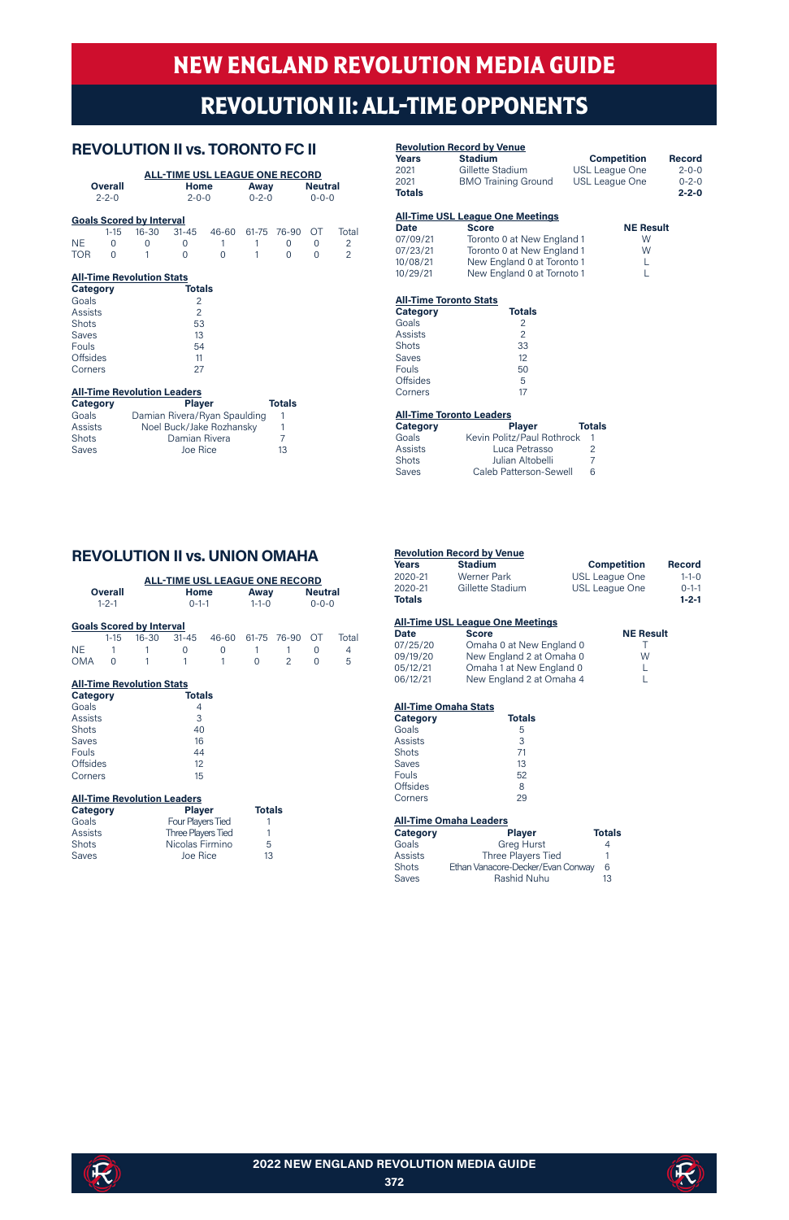# NEW ENGLAND REVOLUTION MEDIA GUIDE

## REVOLUTION II: ALL-TIME OPPONENTS

### REVOLUTION II vs. TORONTO FC II

**ALL-TIME USL LEAGUE ONE RECORD**

| Overall | Home | Away | Neutral |
|---|---|---|---|
| 2-2-0 | 2-0-0 | 0-2-0 | 0-0-0 |

**Goals Scored by Interval**

| | 1-15 | 16-30 | 31-45 | 46-60 | 61-75 | 76-90 | OT | Total |
|---|---|---|---|---|---|---|---|---|
| NE | 0 | 0 | 0 | 1 | 1 | 0 | 0 | 2 |
| TOR | 0 | 1 | 0 | 0 | 1 | 0 | 0 | 2 |

**All-Time Revolution Stats**

| Category | Totals |
|---|---|
| Goals | 2 |
| Assists | 2 |
| Shots | 53 |
| Saves | 13 |
| Fouls | 54 |
| Offsides | 11 |
| Corners | 27 |

**All-Time Revolution Leaders**

| Category | Player | Totals |
|---|---|---|
| Goals | Damian Rivera/Ryan Spaulding | 1 |
| Assists | Noel Buck/Jake Rozhansky | 1 |
| Shots | Damian Rivera | 7 |
| Saves | Joe Rice | 13 |

**Revolution Record by Venue**

| Years | Stadium | Competition | Record |
|---|---|---|---|
| 2021 | Gillette Stadium | USL League One | 2-0-0 |
| 2021 | BMO Training Ground | USL League One | 0-2-0 |
| **Totals** | | | **2-2-0** |

**All-Time USL League One Meetings**

| Date | Score | NE Result |
|---|---|---|
| 07/09/21 | Toronto 0 at New England 1 | W |
| 07/23/21 | Toronto 0 at New England 1 | W |
| 10/08/21 | New England 0 at Toronto 1 | L |
| 10/29/21 | New England 0 at Toronto 1 | L |

**All-Time Toronto Stats**

| Category | Totals |
|---|---|
| Goals | 2 |
| Assists | 2 |
| Shots | 33 |
| Saves | 12 |
| Fouls | 50 |
| Offsides | 5 |
| Corners | 17 |

**All-Time Toronto Leaders**

| Category | Player | Totals |
|---|---|---|
| Goals | Kevin Politz/Paul Rothrock | 1 |
| Assists | Luca Petrasso | 2 |
| Shots | Julian Altobelli | 7 |
| Saves | Caleb Patterson-Sewell | 6 |

### REVOLUTION II vs. UNION OMAHA

**ALL-TIME USL LEAGUE ONE RECORD**

| Overall | Home | Away | Neutral |
|---|---|---|---|
| 1-2-1 | 0-1-1 | 1-1-0 | 0-0-0 |

**Goals Scored by Interval**

| | 1-15 | 16-30 | 31-45 | 46-60 | 61-75 | 76-90 | OT | Total |
|---|---|---|---|---|---|---|---|---|
| NE | 1 | 1 | 0 | 0 | 1 | 1 | 0 | 4 |
| OMA | 0 | 1 | 1 | 1 | 0 | 2 | 0 | 5 |

**All-Time Revolution Stats**

| Category | Totals |
|---|---|
| Goals | 4 |
| Assists | 3 |
| Shots | 40 |
| Saves | 16 |
| Fouls | 44 |
| Offsides | 12 |
| Corners | 15 |

**All-Time Revolution Leaders**

| Category | Player | Totals |
|---|---|---|
| Goals | Four Players Tied | 1 |
| Assists | Three Players Tied | 1 |
| Shots | Nicolas Firmino | 5 |
| Saves | Joe Rice | 13 |

**Revolution Record by Venue**

| Years | Stadium | Competition | Record |
|---|---|---|---|
| 2020-21 | Werner Park | USL League One | 1-1-0 |
| 2020-21 | Gillette Stadium | USL League One | 0-1-1 |
| **Totals** | | | **1-2-1** |

**All-Time USL League One Meetings**

| Date | Score | NE Result |
|---|---|---|
| 07/25/20 | Omaha 0 at New England 0 | T |
| 09/19/20 | New England 2 at Omaha 0 | W |
| 05/12/21 | Omaha 1 at New England 0 | L |
| 06/12/21 | New England 2 at Omaha 4 | L |

**All-Time Omaha Stats**

| Category | Totals |
|---|---|
| Goals | 5 |
| Assists | 3 |
| Shots | 71 |
| Saves | 13 |
| Fouls | 52 |
| Offsides | 8 |
| Corners | 29 |

**All-Time Omaha Leaders**

| Category | Player | Totals |
|---|---|---|
| Goals | Greg Hurst | 4 |
| Assists | Three Players Tied | 1 |
| Shots | Ethan Vanacore-Decker/Evan Conway | 6 |
| Saves | Rashid Nuhu | 13 |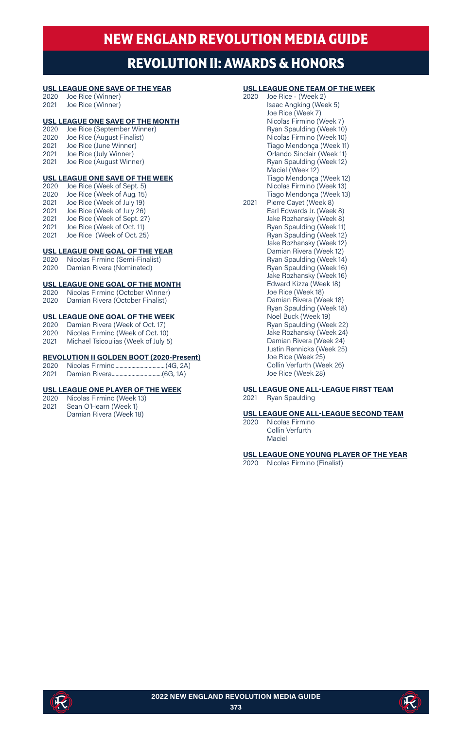# NEW ENGLAND REVOLUTION MEDIA GUIDE

## REVOLUTION II: AWARDS & HONORS

### USL LEAGUE ONE SAVE OF THE YEAR

2020 Joe Rice (Winner)
2021 Joe Rice (Winner)

### USL LEAGUE ONE SAVE OF THE MONTH

2020 Joe Rice (September Winner)
2020 Joe Rice (August Finalist)
2021 Joe Rice (June Winner)
2021 Joe Rice (July Winner)
2021 Joe Rice (August Winner)

### USL LEAGUE ONE SAVE OF THE WEEK

2020 Joe Rice (Week of Sept. 5)
2020 Joe Rice (Week of Aug. 15)
2021 Joe Rice (Week of July 19)
2021 Joe Rice (Week of July 26)
2021 Joe Rice (Week of Sept. 27)
2021 Joe Rice (Week of Oct. 11)
2021 Joe Rice (Week of Oct. 25)

### USL LEAGUE ONE GOAL OF THE YEAR

2020 Nicolas Firmino (Semi-Finalist)
2020 Damian Rivera (Nominated)

### USL LEAGUE ONE GOAL OF THE MONTH

2020 Nicolas Firmino (October Winner)
2020 Damian Rivera (October Finalist)

### USL LEAGUE ONE GOAL OF THE WEEK

2020 Damian Rivera (Week of Oct. 17)
2020 Nicolas Firmino (Week of Oct. 10)
2021 Michael Tsicoulias (Week of July 5)

### REVOLUTION II GOLDEN BOOT (2020-Present)

2020 Nicolas Firmino .................. (4G, 2A)
2021 Damian Rivera.................. (6G, 1A)

### USL LEAGUE ONE PLAYER OF THE WEEK

2020 Nicolas Firmino (Week 13)
2021 Sean O'Hearn (Week 1)
Damian Rivera (Week 18)

### USL LEAGUE ONE TEAM OF THE WEEK

2020 Joe Rice - (Week 2)
Isaac Angking (Week 5)
Joe Rice (Week 7)
Nicolas Firmino (Week 7)
Ryan Spaulding (Week 10)
Nicolas Firmino (Week 10)
Tiago Mendonça (Week 11)
Orlando Sinclair (Week 11)
Ryan Spaulding (Week 12)
Maciel (Week 12)
Tiago Mendonça (Week 12)
Nicolas Firmino (Week 13)
Tiago Mendonça (Week 13)

2021 Pierre Cayet (Week 8)
Earl Edwards Jr. (Week 8)
Jake Rozhansky (Week 8)
Ryan Spaulding (Week 11)
Ryan Spaulding (Week 12)
Jake Rozhansky (Week 12)
Damian Rivera (Week 12)
Ryan Spaulding (Week 14)
Ryan Spaulding (Week 16)
Jake Rozhansky (Week 16)
Edward Kizza (Week 18)
Joe Rice (Week 18)
Damian Rivera (Week 18)
Ryan Spaulding (Week 18)
Noel Buck (Week 19)
Ryan Spaulding (Week 22)
Jake Rozhansky (Week 24)
Damian Rivera (Week 24)
Justin Rennicks (Week 25)
Joe Rice (Week 25)
Collin Verfurth (Week 26)
Joe Rice (Week 28)

### USL LEAGUE ONE ALL-LEAGUE FIRST TEAM

2021 Ryan Spaulding

### USL LEAGUE ONE ALL-LEAGUE SECOND TEAM

2020 Nicolas Firmino
Collin Verfurth
Maciel

### USL LEAGUE ONE YOUNG PLAYER OF THE YEAR

2020 Nicolas Firmino (Finalist)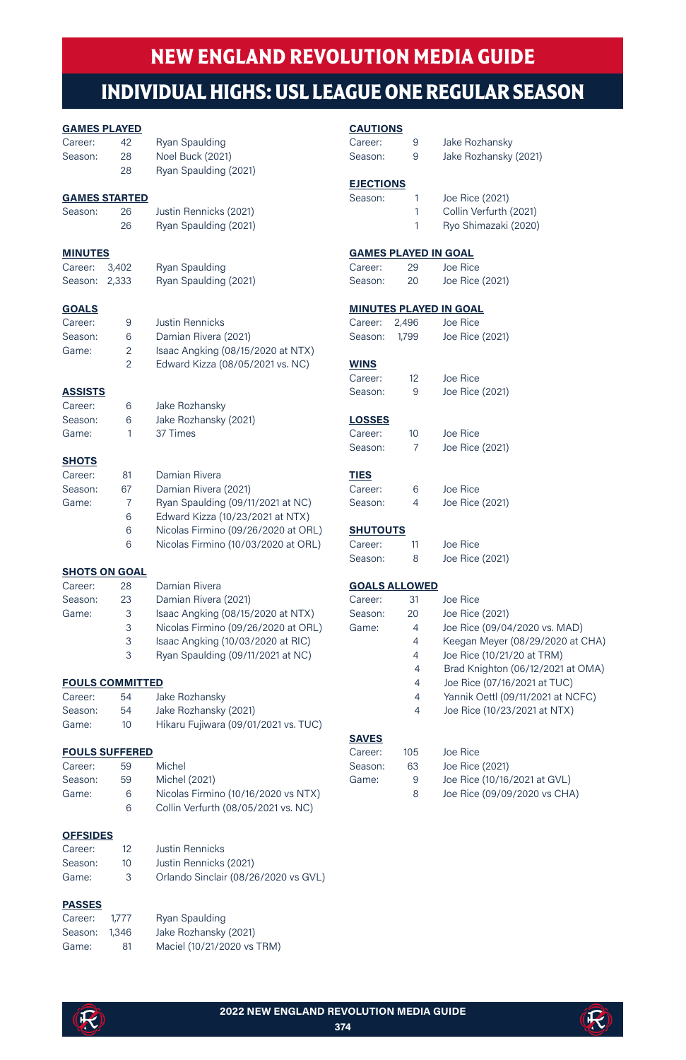# NEW ENGLAND REVOLUTION MEDIA GUIDE

## INDIVIDUAL HIGHS: USL LEAGUE ONE REGULAR SEASON

**GAMES PLAYED**

| | | |
|---|---|---|
| Career: | 42 | Ryan Spaulding |
| Season: | 28 | Noel Buck (2021) |
| | 28 | Ryan Spaulding (2021) |

**GAMES STARTED**

| | | |
|---|---|---|
| Season: | 26 | Justin Rennicks (2021) |
| | 26 | Ryan Spaulding (2021) |

**MINUTES**

| | | |
|---|---|---|
| Career: | 3,402 | Ryan Spaulding |
| Season: | 2,333 | Ryan Spaulding (2021) |

**GOALS**

| | | |
|---|---|---|
| Career: | 9 | Justin Rennicks |
| Season: | 6 | Damian Rivera (2021) |
| Game: | 2 | Isaac Angking (08/15/2020 at NTX) |
| | 2 | Edward Kizza (08/05/2021 vs. NC) |

**ASSISTS**

| | | |
|---|---|---|
| Career: | 6 | Jake Rozhansky |
| Season: | 6 | Jake Rozhansky (2021) |
| Game: | 1 | 37 Times |

**SHOTS**

| | | |
|---|---|---|
| Career: | 81 | Damian Rivera |
| Season: | 67 | Damian Rivera (2021) |
| Game: | 7 | Ryan Spaulding (09/11/2021 at NC) |
| | 6 | Edward Kizza (10/23/2021 at NTX) |
| | 6 | Nicolas Firmino (09/26/2020 at ORL) |
| | 6 | Nicolas Firmino (10/03/2020 at ORL) |

**SHOTS ON GOAL**

| | | |
|---|---|---|
| Career: | 28 | Damian Rivera |
| Season: | 23 | Damian Rivera (2021) |
| Game: | 3 | Isaac Angking (08/15/2020 at NTX) |
| | 3 | Nicolas Firmino (09/26/2020 at ORL) |
| | 3 | Isaac Angking (10/03/2020 at RIC) |
| | 3 | Ryan Spaulding (09/11/2021 at NC) |

**FOULS COMMITTED**

| | | |
|---|---|---|
| Career: | 54 | Jake Rozhansky |
| Season: | 54 | Jake Rozhansky (2021) |
| Game: | 10 | Hikaru Fujiwara (09/01/2021 vs. TUC) |

**FOULS SUFFERED**

| | | |
|---|---|---|
| Career: | 59 | Michel |
| Season: | 59 | Michel (2021) |
| Game: | 6 | Nicolas Firmino (10/16/2020 vs NTX) |
| | 6 | Collin Verfurth (08/05/2021 vs. NC) |

**OFFSIDES**

| | | |
|---|---|---|
| Career: | 12 | Justin Rennicks |
| Season: | 10 | Justin Rennicks (2021) |
| Game: | 3 | Orlando Sinclair (08/26/2020 vs GVL) |

**PASSES**

| | | |
|---|---|---|
| Career: | 1,777 | Ryan Spaulding |
| Season: | 1,346 | Jake Rozhansky (2021) |
| Game: | 81 | Maciel (10/21/2020 vs TRM) |

**CAUTIONS**

| | | |
|---|---|---|
| Career: | 9 | Jake Rozhansky |
| Season: | 9 | Jake Rozhansky (2021) |

**EJECTIONS**

| | | |
|---|---|---|
| Season: | 1 | Joe Rice (2021) |
| | 1 | Collin Verfurth (2021) |
| | 1 | Ryo Shimazaki (2020) |

**GAMES PLAYED IN GOAL**

| | | |
|---|---|---|
| Career: | 29 | Joe Rice |
| Season: | 20 | Joe Rice (2021) |

**MINUTES PLAYED IN GOAL**

| | | |
|---|---|---|
| Career: | 2,496 | Joe Rice |
| Season: | 1,799 | Joe Rice (2021) |

**WINS**

| | | |
|---|---|---|
| Career: | 12 | Joe Rice |
| Season: | 9 | Joe Rice (2021) |

**LOSSES**

| | | |
|---|---|---|
| Career: | 10 | Joe Rice |
| Season: | 7 | Joe Rice (2021) |

**TIES**

| | | |
|---|---|---|
| Career: | 6 | Joe Rice |
| Season: | 4 | Joe Rice (2021) |

**SHUTOUTS**

| | | |
|---|---|---|
| Career: | 11 | Joe Rice |
| Season: | 8 | Joe Rice (2021) |

**GOALS ALLOWED**

| | | |
|---|---|---|
| Career: | 31 | Joe Rice |
| Season: | 20 | Joe Rice (2021) |
| Game: | 4 | Joe Rice (09/04/2020 vs. MAD) |
| | 4 | Keegan Meyer (08/29/2020 at CHA) |
| | 4 | Joe Rice (10/21/20 at TRM) |
| | 4 | Brad Knighton (06/12/2021 at OMA) |
| | 4 | Joe Rice (07/16/2021 at TUC) |
| | 4 | Yannik Oettl (09/11/2021 at NCFC) |
| | 4 | Joe Rice (10/23/2021 at NTX) |

**SAVES**

| | | |
|---|---|---|
| Career: | 105 | Joe Rice |
| Season: | 63 | Joe Rice (2021) |
| Game: | 9 | Joe Rice (10/16/2021 at GVL) |
| | 8 | Joe Rice (09/09/2020 vs CHA) |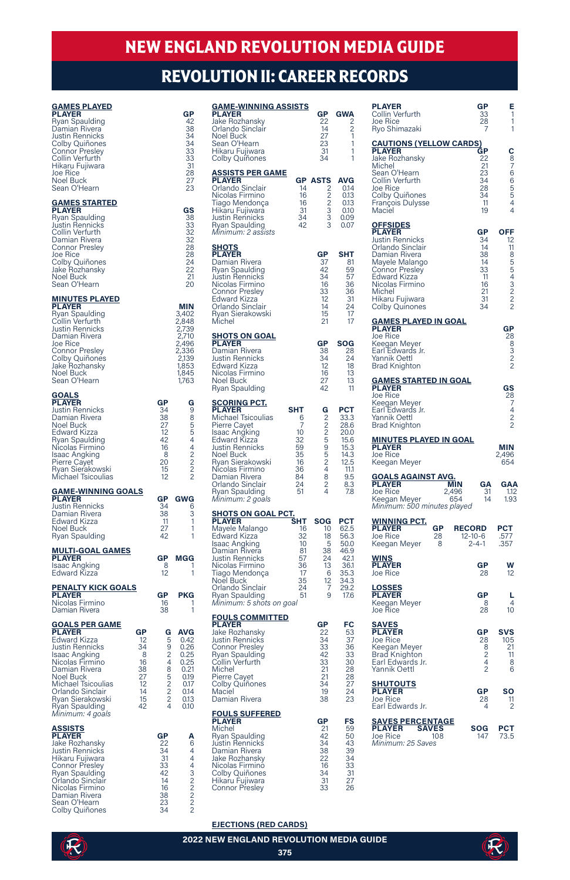# NEW ENGLAND REVOLUTION MEDIA GUIDE

## REVOLUTION II: CAREER RECORDS

### GAMES PLAYED

| PLAYER | GP |
|---|---|
| Ryan Spaulding | 42 |
| Damian Rivera | 38 |
| Justin Rennicks | 34 |
| Colby Quiñones | 34 |
| Connor Presley | 33 |
| Collin Verfurth | 33 |
| Hikaru Fujiwara | 31 |
| Joe Rice | 28 |
| Noel Buck | 27 |
| Sean O'Hearn | 23 |

### GAMES STARTED

| PLAYER | GS |
|---|---|
| Ryan Spaulding | 38 |
| Justin Rennicks | 33 |
| Collin Verfurth | 32 |
| Damian Rivera | 32 |
| Connor Presley | 28 |
| Joe Rice | 28 |
| Colby Quiñones | 24 |
| Jake Rozhansky | 22 |
| Noel Buck | 21 |
| Sean O'Hearn | 20 |

### MINUTES PLAYED

| PLAYER | MIN |
|---|---|
| Ryan Spaulding | 3,402 |
| Collin Verfurth | 2,848 |
| Justin Rennicks | 2,739 |
| Damian Rivera | 2,710 |
| Joe Rice | 2,496 |
| Connor Presley | 2,336 |
| Colby Quiñones | 2,139 |
| Jake Rozhansky | 1,853 |
| Noel Buck | 1,845 |
| Sean O'Hearn | 1,763 |

### GOALS

| PLAYER | GP | G |
|---|---|---|
| Justin Rennicks | 34 | 9 |
| Damian Rivera | 38 | 8 |
| Noel Buck | 27 | 5 |
| Edward Kizza | 12 | 5 |
| Ryan Spaulding | 42 | 4 |
| Nicolas Firmino | 16 | 4 |
| Isaac Angking | 8 | 2 |
| Pierre Cayet | 20 | 2 |
| Ryan Sierakowski | 15 | 2 |
| Michael Tsicoulias | 12 | 2 |

### GAME-WINNING GOALS

| PLAYER | GP | GWG |
|---|---|---|
| Justin Rennicks | 34 | 6 |
| Damian Rivera | 38 | 3 |
| Edward Kizza | 11 | 1 |
| Noel Buck | 27 | 1 |
| Ryan Spaulding | 42 | 1 |

### MULTI-GOAL GAMES

| PLAYER | GP | MGG |
|---|---|---|
| Isaac Angking | 8 | 1 |
| Edward Kizza | 12 | 1 |

### PENALTY KICK GOALS

| PLAYER | GP | PKG |
|---|---|---|
| Nicolas Firmino | 16 | 1 |
| Damian Rivera | 38 | 1 |

### GOALS PER GAME

| PLAYER | GP | G | AVG |
|---|---|---|---|
| Edward Kizza | 12 | 5 | 0.42 |
| Justin Rennicks | 34 | 9 | 0.26 |
| Isaac Angking | 8 | 2 | 0.25 |
| Nicolas Firmino | 16 | 4 | 0.25 |
| Damian Rivera | 38 | 8 | 0.21 |
| Noel Buck | 27 | 5 | 0.19 |
| Michael Tsicoulias | 12 | 2 | 0.17 |
| Orlando Sinclair | 14 | 2 | 0.14 |
| Ryan Sierakowski | 15 | 2 | 0.13 |
| Ryan Spaulding | 42 | 4 | 0.10 |

*Minimum: 4 goals*

### ASSISTS

| PLAYER | GP | A |
|---|---|---|
| Jake Rozhansky | 22 | 6 |
| Justin Rennicks | 34 | 4 |
| Hikaru Fujiwara | 31 | 4 |
| Connor Presley | 33 | 4 |
| Ryan Spaulding | 42 | 3 |
| Orlando Sinclair | 14 | 2 |
| Nicolas Firmino | 16 | 2 |
| Damian Rivera | 38 | 2 |
| Sean O'Hearn | 23 | 2 |
| Colby Quiñones | 34 | 2 |

### GAME-WINNING ASSISTS

| PLAYER | GP | GWA |
|---|---|---|
| Jake Rozhansky | 22 | 2 |
| Orlando Sinclair | 14 | 2 |
| Noel Buck | 27 | 1 |
| Sean O'Hearn | 23 | 1 |
| Hikaru Fujiwara | 31 | 1 |
| Colby Quiñones | 34 | 1 |

### ASSISTS PER GAME

| PLAYER | GP | ASTS | AVG |
|---|---|---|---|
| Orlando Sinclair | 14 | 2 | 0.14 |
| Nicolas Firmino | 16 | 2 | 0.13 |
| Tiago Mendonça | 16 | 2 | 0.13 |
| Hikaru Fujiwara | 31 | 3 | 0.10 |
| Justin Rennicks | 34 | 3 | 0.09 |
| Ryan Spaulding | 42 | 3 | 0.07 |

*Minimum: 2 assists*

### SHOTS

| PLAYER | GP | SHT |
|---|---|---|
| Damian Rivera | 37 | 81 |
| Ryan Spaulding | 42 | 59 |
| Justin Rennicks | 34 | 57 |
| Nicolas Firmino | 16 | 36 |
| Connor Presley | 33 | 36 |
| Edward Kizza | 12 | 31 |
| Orlando Sinclair | 14 | 24 |
| Ryan Sierakowski | 15 | 17 |
| Michel | 21 | 17 |

### SHOTS ON GOAL

| PLAYER | GP | SOG |
|---|---|---|
| Damian Rivera | 38 | 28 |
| Justin Rennicks | 34 | 24 |
| Edward Kizza | 12 | 18 |
| Nicolas Firmino | 16 | 13 |
| Noel Buck | 27 | 13 |
| Ryan Spaulding | 42 | 11 |

### SCORING PCT.

| PLAYER | SHT | G | PCT |
|---|---|---|---|
| Michael Tsicoulias | 6 | 2 | 33.3 |
| Pierre Cayet | 7 | 2 | 28.6 |
| Isaac Angking | 10 | 2 | 20.0 |
| Edward Kizza | 32 | 5 | 15.6 |
| Justin Rennicks | 59 | 9 | 15.3 |
| Noel Buck | 35 | 5 | 14.3 |
| Ryan Sierakowski | 16 | 2 | 12.5 |
| Nicolas Firmino | 36 | 4 | 11.1 |
| Damian Rivera | 84 | 8 | 9.5 |
| Orlando Sinclair | 24 | 2 | 8.3 |
| Ryan Spaulding | 51 | 4 | 7.8 |

*Minimum: 2 goals*

### SHOTS ON GOAL PCT.

| PLAYER | SHT | SOG | PCT |
|---|---|---|---|
| Mayele Malango | 16 | 10 | 62.5 |
| Edward Kizza | 32 | 18 | 56.3 |
| Isaac Angking | 10 | 5 | 50.0 |
| Damian Rivera | 81 | 38 | 46.9 |
| Justin Rennicks | 57 | 24 | 42.1 |
| Nicolas Firmino | 36 | 13 | 36.1 |
| Tiago Mendonça | 17 | 6 | 35.3 |
| Noel Buck | 35 | 12 | 34.3 |
| Orlando Sinclair | 24 | 7 | 29.2 |
| Ryan Spaulding | 51 | 9 | 17.6 |

*Minimum: 5 shots on goal*

### FOULS COMMITTED

| PLAYER | GP | FC |
|---|---|---|
| Jake Rozhansky | 22 | 53 |
| Justin Rennicks | 34 | 37 |
| Connor Presley | 33 | 36 |
| Ryan Spaulding | 42 | 33 |
| Collin Verfurth | 33 | 30 |
| Michel | 21 | 28 |
| Pierre Cayet | 21 | 28 |
| Colby Quiñones | 34 | 27 |
| Maciel | 19 | 24 |
| Damian Rivera | 38 | 23 |

### FOULS SUFFERED

| PLAYER | GP | FS |
|---|---|---|
| Michel | 21 | 59 |
| Ryan Spaulding | 42 | 50 |
| Justin Rennicks | 34 | 43 |
| Damian Rivera | 38 | 39 |
| Jake Rozhansky | 22 | 34 |
| Nicolas Firmino | 16 | 33 |
| Colby Quiñones | 34 | 31 |
| Hikaru Fujiwara | 31 | 27 |
| Connor Presley | 33 | 26 |

### EJECTIONS (RED CARDS)

| PLAYER | GP | E |
|---|---|---|
| Collin Verfurth | 33 | 1 |
| Joe Rice | 28 | 1 |
| Ryo Shimazaki | 7 | 1 |

### CAUTIONS (YELLOW CARDS)

| PLAYER | GP | C |
|---|---|---|
| Jake Rozhansky | 22 | 8 |
| Michel | 21 | 7 |
| Sean O'Hearn | 23 | 6 |
| Collin Verfurth | 34 | 6 |
| Joe Rice | 28 | 5 |
| Colby Quiñones | 34 | 5 |
| François Dulysse | 11 | 4 |
| Maciel | 19 | 4 |

### OFFSIDES

| PLAYER | GP | OFF |
|---|---|---|
| Justin Rennicks | 34 | 12 |
| Orlando Sinclair | 14 | 11 |
| Damian Rivera | 38 | 8 |
| Mayele Malango | 14 | 5 |
| Connor Presley | 33 | 5 |
| Edward Kizza | 11 | 4 |
| Nicolas Firmino | 16 | 3 |
| Michel | 21 | 2 |
| Hikaru Fujiwara | 31 | 2 |
| Colby Quinones | 34 | 2 |

### GAMES PLAYED IN GOAL

| PLAYER | GP |
|---|---|
| Joe Rice | 28 |
| Keegan Meyer | 8 |
| Earl Edwards Jr. | 3 |
| Yannik Oettl | 2 |
| Brad Knighton | 2 |

### GAMES STARTED IN GOAL

| PLAYER | GS |
|---|---|
| Joe Rice | 28 |
| Keegan Meyer | 7 |
| Earl Edwards Jr. | 4 |
| Yannik Oettl | 2 |
| Brad Knighton | 2 |

### MINUTES PLAYED IN GOAL

| PLAYER | MIN |
|---|---|
| Joe Rice | 2,496 |
| Keegan Meyer | 654 |

### GOALS AGAINST AVG.

| PLAYER | MIN | GA | GAA |
|---|---|---|---|
| Joe Rice | 2,496 | 31 | 1.12 |
| Keegan Meyer | 654 | 14 | 1.93 |

*Minimum: 500 minutes played*

### WINNING PCT.

| PLAYER | GP | RECORD | PCT |
|---|---|---|---|
| Joe Rice | 28 | 12-10-6 | .577 |
| Keegan Meyer | 8 | 2-4-1 | .357 |

### WINS

| PLAYER | GP | W |
|---|---|---|
| Joe Rice | 28 | 12 |

### LOSSES

| PLAYER | GP | L |
|---|---|---|
| Keegan Meyer | 8 | 4 |
| Joe Rice | 28 | 10 |

### SAVES

| PLAYER | GP | SVS |
|---|---|---|
| Joe Rice | 28 | 105 |
| Keegan Meyer | 8 | 21 |
| Brad Knighton | 2 | 11 |
| Earl Edwards Jr. | 4 | 8 |
| Yannik Oettl | 2 | 6 |

### SHUTOUTS

| PLAYER | GP | SO |
|---|---|---|
| Joe Rice | 28 | 11 |
| Earl Edwards Jr. | 4 | 2 |

### SAVES PERCENTAGE

| PLAYER | SAVES | SOG | PCT |
|---|---|---|---|
| Joe Rice | 108 | 147 | 73.5 |

*Minimum: 25 Saves*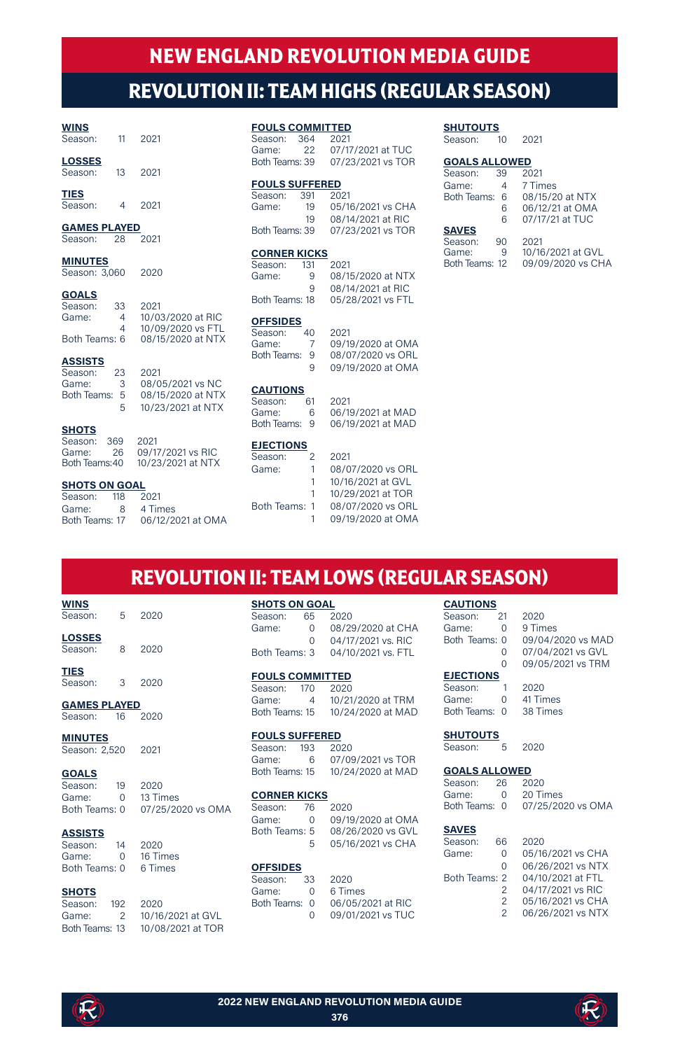# NEW ENGLAND REVOLUTION MEDIA GUIDE

## REVOLUTION II: TEAM HIGHS (REGULAR SEASON)

**WINS**
Season: 11 2021

**LOSSES**
Season: 13 2021

**TIES**
Season: 4 2021

**GAMES PLAYED**
Season: 28 2021

**MINUTES**
Season: 3,060 2020

**GOALS**
Season: 33 2021
Game: 4 10/03/2020 at RIC
4 10/09/2020 vs FTL
Both Teams: 6 08/15/2020 at NTX

**ASSISTS**
Season: 23 2021
Game: 3 08/05/2021 vs NC
Both Teams: 5 08/15/2020 at NTX
5 10/23/2021 at NTX

**SHOTS**
Season: 369 2021
Game: 26 09/17/2021 vs RIC
Both Teams: 40 10/23/2021 at NTX

**SHOTS ON GOAL**
Season: 118 2021
Game: 8 4 Times
Both Teams: 17 06/12/2021 at OMA

**FOULS COMMITTED**
Season: 364 2021
Game: 22 07/17/2021 at TUC
Both Teams: 39 07/23/2021 vs TOR

**FOULS SUFFERED**
Season: 391 2021
Game: 19 05/16/2021 vs CHA
19 08/14/2021 at RIC
Both Teams: 39 07/23/2021 vs TOR

**CORNER KICKS**
Season: 131 2021
Game: 9 08/15/2020 at NTX
9 08/14/2021 at RIC
Both Teams: 18 05/28/2021 vs FTL

**OFFSIDES**
Season: 40 2021
Game: 7 09/19/2020 at OMA
Both Teams: 9 08/07/2020 vs ORL
9 09/19/2020 at OMA

**CAUTIONS**
Season: 61 2021
Game: 6 06/19/2021 at MAD
Both Teams: 9 06/19/2021 at MAD

**EJECTIONS**
Season: 2 2021
Game: 1 08/07/2020 vs ORL
1 10/16/2021 at GVL
1 10/29/2021 at TOR
Both Teams: 1 08/07/2020 vs ORL
1 09/19/2020 at OMA

**SHUTOUTS**
Season: 10 2021

**GOALS ALLOWED**
Season: 39 2021
Game: 4 7 Times
Both Teams: 6 08/15/20 at NTX
6 06/12/21 at OMA
6 07/17/21 at TUC

**SAVES**
Season: 90 2021
Game: 9 10/16/2021 at GVL
Both Teams: 12 09/09/2020 vs CHA

## REVOLUTION II: TEAM LOWS (REGULAR SEASON)

**WINS**
Season: 5 2020

**LOSSES**
Season: 8 2020

**TIES**
Season: 3 2020

**GAMES PLAYED**
Season: 16 2020

**MINUTES**
Season: 2,520 2021

**GOALS**
Season: 19 2020
Game: 0 13 Times
Both Teams: 0 07/25/2020 vs OMA

**ASSISTS**
Season: 14 2020
Game: 0 16 Times
Both Teams: 0 6 Times

**SHOTS**
Season: 192 2020
Game: 2 10/16/2021 at GVL
Both Teams: 13 10/08/2021 at TOR

**SHOTS ON GOAL**
Season: 65 2020
Game: 0 08/29/2020 at CHA
0 04/17/2021 vs. RIC
Both Teams: 3 04/10/2021 vs. FTL

**FOULS COMMITTED**
Season: 170 2020
Game: 4 10/21/2020 at TRM
Both Teams: 15 10/24/2020 at MAD

**FOULS SUFFERED**
Season: 193 2020
Game: 6 07/09/2021 vs TOR
Both Teams: 15 10/24/2020 at MAD

**CORNER KICKS**
Season: 76 2020
Game: 0 09/19/2020 at OMA
Both Teams: 5 08/26/2020 vs GVL
5 05/16/2021 vs CHA

**OFFSIDES**
Season: 33 2020
Game: 0 6 Times
Both Teams: 0 06/05/2021 at RIC
0 09/01/2021 vs TUC

**CAUTIONS**
Season: 21 2020
Game: 0 9 Times
Both Teams: 0 09/04/2020 vs MAD
0 07/04/2021 vs GVL
0 09/05/2021 vs TRM

**EJECTIONS**
Season: 1 2020
Game: 0 41 Times
Both Teams: 0 38 Times

**SHUTOUTS**
Season: 5 2020

**GOALS ALLOWED**
Season: 26 2020
Game: 0 20 Times
Both Teams: 0 07/25/2020 vs OMA

**SAVES**
Season: 66 2020
Game: 0 05/16/2021 vs CHA
0 06/26/2021 vs NTX
Both Teams: 2 04/10/2021 at FTL
2 04/17/2021 vs RIC
2 05/16/2021 vs CHA
2 06/26/2021 vs NTX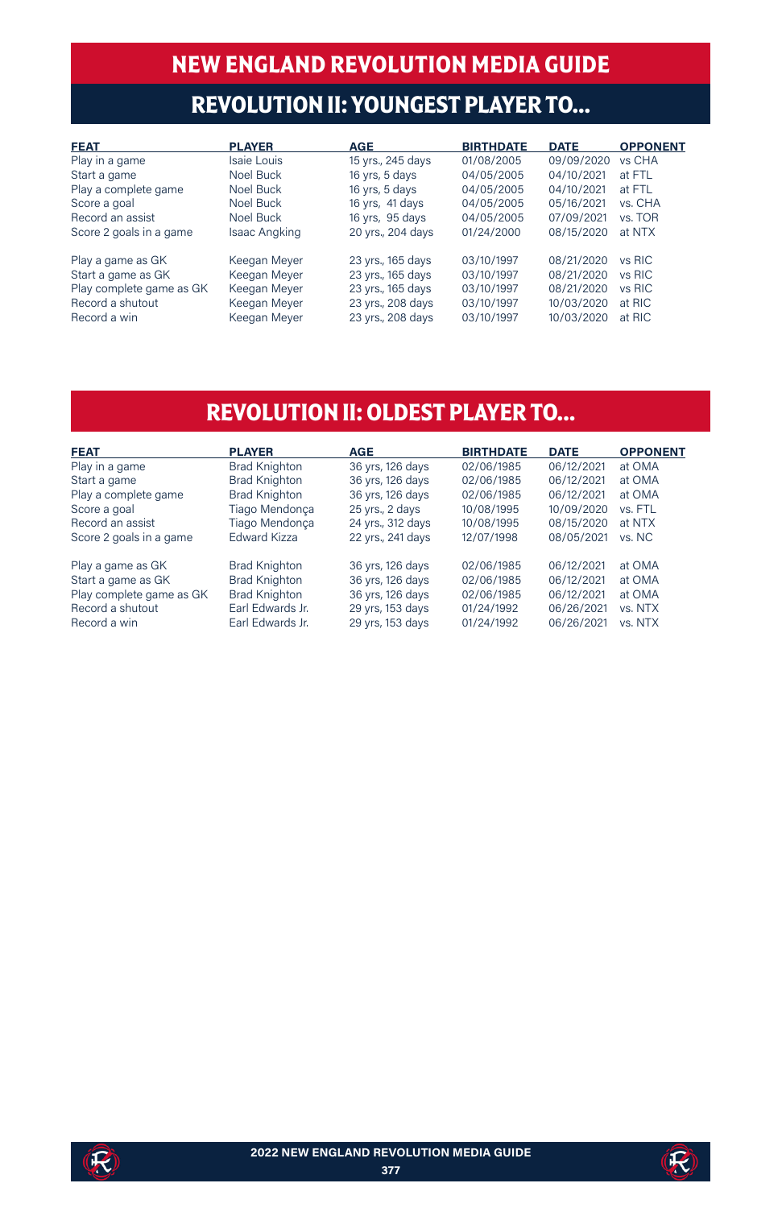# NEW ENGLAND REVOLUTION MEDIA GUIDE

## REVOLUTION II: YOUNGEST PLAYER TO...

| FEAT | PLAYER | AGE | BIRTHDATE | DATE | OPPONENT |
|---|---|---|---|---|---|
| Play in a game | Isaie Louis | 15 yrs., 245 days | 01/08/2005 | 09/09/2020 | vs CHA |
| Start a game | Noel Buck | 16 yrs, 5 days | 04/05/2005 | 04/10/2021 | at FTL |
| Play a complete game | Noel Buck | 16 yrs, 5 days | 04/05/2005 | 04/10/2021 | at FTL |
| Score a goal | Noel Buck | 16 yrs, 41 days | 04/05/2005 | 05/16/2021 | vs. CHA |
| Record an assist | Noel Buck | 16 yrs, 95 days | 04/05/2005 | 07/09/2021 | vs. TOR |
| Score 2 goals in a game | Isaac Angking | 20 yrs., 204 days | 01/24/2000 | 08/15/2020 | at NTX |
| | | | | | |
| Play a game as GK | Keegan Meyer | 23 yrs., 165 days | 03/10/1997 | 08/21/2020 | vs RIC |
| Start a game as GK | Keegan Meyer | 23 yrs., 165 days | 03/10/1997 | 08/21/2020 | vs RIC |
| Play complete game as GK | Keegan Meyer | 23 yrs., 165 days | 03/10/1997 | 08/21/2020 | vs RIC |
| Record a shutout | Keegan Meyer | 23 yrs., 208 days | 03/10/1997 | 10/03/2020 | at RIC |
| Record a win | Keegan Meyer | 23 yrs., 208 days | 03/10/1997 | 10/03/2020 | at RIC |

## REVOLUTION II: OLDEST PLAYER TO...

| FEAT | PLAYER | AGE | BIRTHDATE | DATE | OPPONENT |
|---|---|---|---|---|---|
| Play in a game | Brad Knighton | 36 yrs, 126 days | 02/06/1985 | 06/12/2021 | at OMA |
| Start a game | Brad Knighton | 36 yrs, 126 days | 02/06/1985 | 06/12/2021 | at OMA |
| Play a complete game | Brad Knighton | 36 yrs, 126 days | 02/06/1985 | 06/12/2021 | at OMA |
| Score a goal | Tiago Mendonça | 25 yrs., 2 days | 10/08/1995 | 10/09/2020 | vs. FTL |
| Record an assist | Tiago Mendonça | 24 yrs., 312 days | 10/08/1995 | 08/15/2020 | at NTX |
| Score 2 goals in a game | Edward Kizza | 22 yrs., 241 days | 12/07/1998 | 08/05/2021 | vs. NC |
| | | | | | |
| Play a game as GK | Brad Knighton | 36 yrs, 126 days | 02/06/1985 | 06/12/2021 | at OMA |
| Start a game as GK | Brad Knighton | 36 yrs, 126 days | 02/06/1985 | 06/12/2021 | at OMA |
| Play complete game as GK | Brad Knighton | 36 yrs, 126 days | 02/06/1985 | 06/12/2021 | at OMA |
| Record a shutout | Earl Edwards Jr. | 29 yrs, 153 days | 01/24/1992 | 06/26/2021 | vs. NTX |
| Record a win | Earl Edwards Jr. | 29 yrs, 153 days | 01/24/1992 | 06/26/2021 | vs. NTX |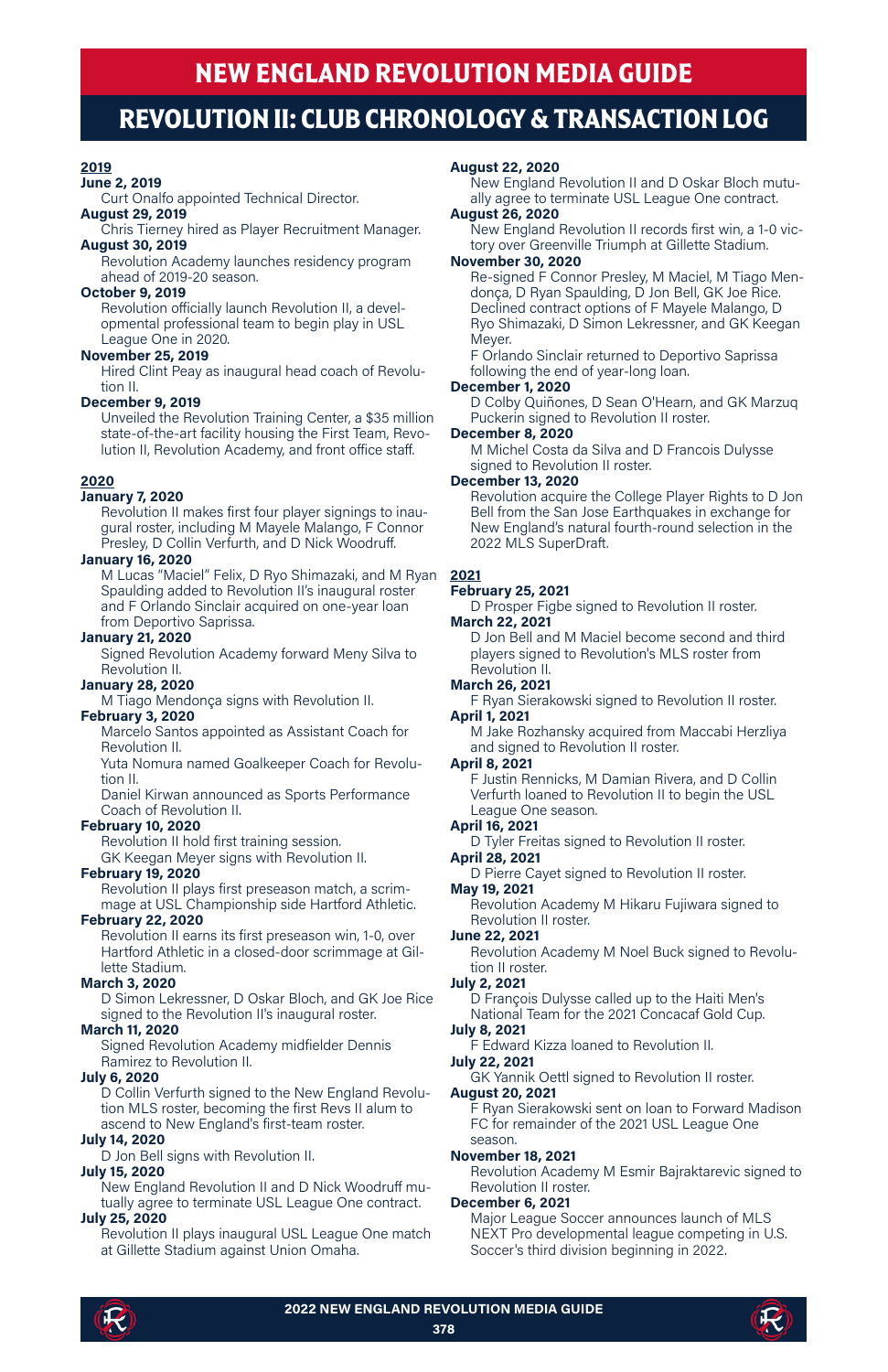# NEW ENGLAND REVOLUTION MEDIA GUIDE

## REVOLUTION II: CLUB CHRONOLOGY & TRANSACTION LOG

### 2019

**June 2, 2019**
Curt Onalfo appointed Technical Director.

**August 29, 2019**
Chris Tierney hired as Player Recruitment Manager.

**August 30, 2019**
Revolution Academy launches residency program ahead of 2019-20 season.

**October 9, 2019**
Revolution officially launch Revolution II, a developmental professional team to begin play in USL League One in 2020.

**November 25, 2019**
Hired Clint Peay as inaugural head coach of Revolution II.

**December 9, 2019**
Unveiled the Revolution Training Center, a $35 million state-of-the-art facility housing the First Team, Revolution II, Revolution Academy, and front office staff.

### 2020

**January 7, 2020**
Revolution II makes first four player signings to inaugural roster, including M Mayele Malango, F Connor Presley, D Collin Verfurth, and D Nick Woodruff.

**January 16, 2020**
M Lucas "Maciel" Felix, D Ryo Shimazaki, and M Ryan Spaulding added to Revolution II's inaugural roster and F Orlando Sinclair acquired on one-year loan from Deportivo Saprissa.

**January 21, 2020**
Signed Revolution Academy forward Meny Silva to Revolution II.

**January 28, 2020**
M Tiago Mendonça signs with Revolution II.

**February 3, 2020**
Marcelo Santos appointed as Assistant Coach for Revolution II.
Yuta Nomura named Goalkeeper Coach for Revolution II.
Daniel Kirwan announced as Sports Performance Coach of Revolution II.

**February 10, 2020**
Revolution II hold first training session.
GK Keegan Meyer signs with Revolution II.

**February 19, 2020**
Revolution II plays first preseason match, a scrimmage at USL Championship side Hartford Athletic.

**February 22, 2020**
Revolution II earns its first preseason win, 1-0, over Hartford Athletic in a closed-door scrimmage at Gillette Stadium.

**March 3, 2020**
D Simon Lekressner, D Oskar Bloch, and GK Joe Rice signed to the Revolution II's inaugural roster.

**March 11, 2020**
Signed Revolution Academy midfielder Dennis Ramirez to Revolution II.

**July 6, 2020**
D Collin Verfurth signed to the New England Revolution MLS roster, becoming the first Revs II alum to ascend to New England's first-team roster.

**July 14, 2020**
D Jon Bell signs with Revolution II.

**July 15, 2020**
New England Revolution II and D Nick Woodruff mutually agree to terminate USL League One contract.

**July 25, 2020**
Revolution II plays inaugural USL League One match at Gillette Stadium against Union Omaha.

**August 22, 2020**
New England Revolution II and D Oskar Bloch mutually agree to terminate USL League One contract.

**August 26, 2020**
New England Revolution II records first win, a 1-0 victory over Greenville Triumph at Gillette Stadium.

**November 30, 2020**
Re-signed F Connor Presley, M Maciel, M Tiago Mendonça, D Ryan Spaulding, D Jon Bell, GK Joe Rice. Declined contract options of F Mayele Malango, D Ryo Shimazaki, D Simon Lekressner, and GK Keegan Meyer.
F Orlando Sinclair returned to Deportivo Saprissa following the end of year-long loan.

**December 1, 2020**
D Colby Quiñones, D Sean O'Hearn, and GK Marzuq Puckerin signed to Revolution II roster.

**December 8, 2020**
M Michel Costa da Silva and D Francois Dulysse signed to Revolution II roster.

**December 13, 2020**
Revolution acquire the College Player Rights to D Jon Bell from the San Jose Earthquakes in exchange for New England's natural fourth-round selection in the 2022 MLS SuperDraft.

### 2021

**February 25, 2021**
D Prosper Figbe signed to Revolution II roster.

**March 22, 2021**
D Jon Bell and M Maciel become second and third players signed to Revolution's MLS roster from Revolution II.

**March 26, 2021**
F Ryan Sierakowski signed to Revolution II roster.

**April 1, 2021**
M Jake Rozhansky acquired from Maccabi Herzliya and signed to Revolution II roster.

**April 8, 2021**
F Justin Rennicks, M Damian Rivera, and D Collin Verfurth loaned to Revolution II to begin the USL League One season.

**April 16, 2021**
D Tyler Freitas signed to Revolution II roster.

**April 28, 2021**
D Pierre Cayet signed to Revolution II roster.

**May 19, 2021**
Revolution Academy M Hikaru Fujiwara signed to Revolution II roster.

**June 22, 2021**
Revolution Academy M Noel Buck signed to Revolution II roster.

**July 2, 2021**
D François Dulysse called up to the Haiti Men's National Team for the 2021 Concacaf Gold Cup.

**July 8, 2021**
F Edward Kizza loaned to Revolution II.

**July 22, 2021**
GK Yannik Oettl signed to Revolution II roster.

**August 20, 2021**
F Ryan Sierakowski sent on loan to Forward Madison FC for remainder of the 2021 USL League One season.

**November 18, 2021**
Revolution Academy M Esmir Bajraktarevic signed to Revolution II roster.

**December 6, 2021**
Major League Soccer announces launch of MLS NEXT Pro developmental league competing in U.S. Soccer's third division beginning in 2022.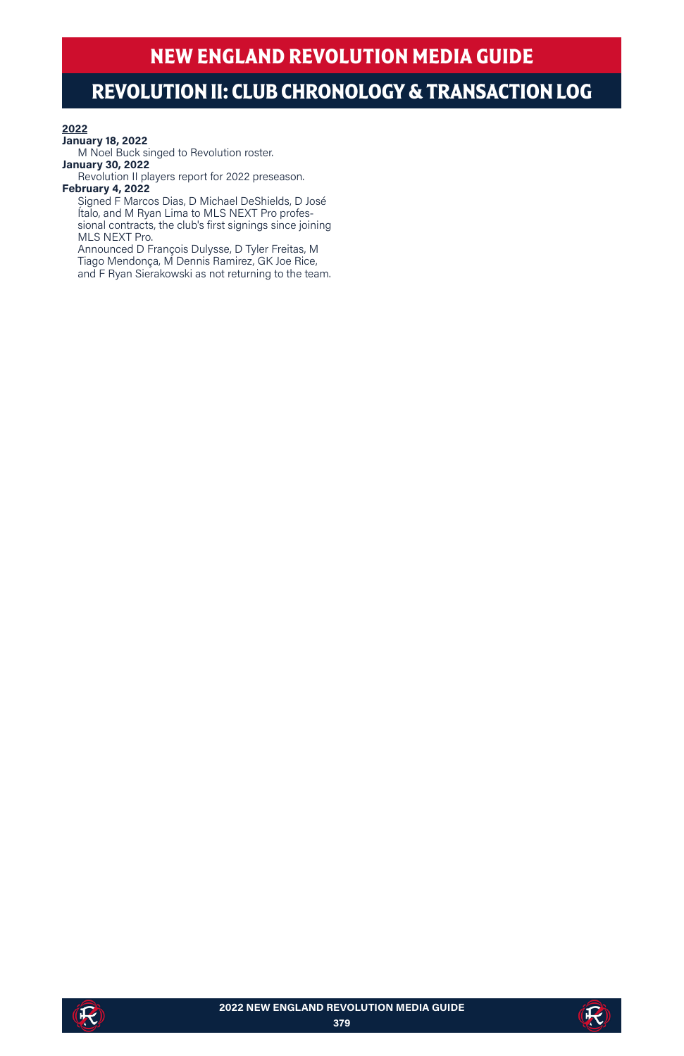# NEW ENGLAND REVOLUTION MEDIA GUIDE

## REVOLUTION II: CLUB CHRONOLOGY & TRANSACTION LOG

**2022**

**January 18, 2022**

M Noel Buck singed to Revolution roster.

**January 30, 2022**

Revolution II players report for 2022 preseason.

**February 4, 2022**

Signed F Marcos Dias, D Michael DeShields, D José Ítalo, and M Ryan Lima to MLS NEXT Pro professional contracts, the club's first signings since joining MLS NEXT Pro.

Announced D François Dulysse, D Tyler Freitas, M Tiago Mendonça, M Dennis Ramirez, GK Joe Rice, and F Ryan Sierakowski as not returning to the team.